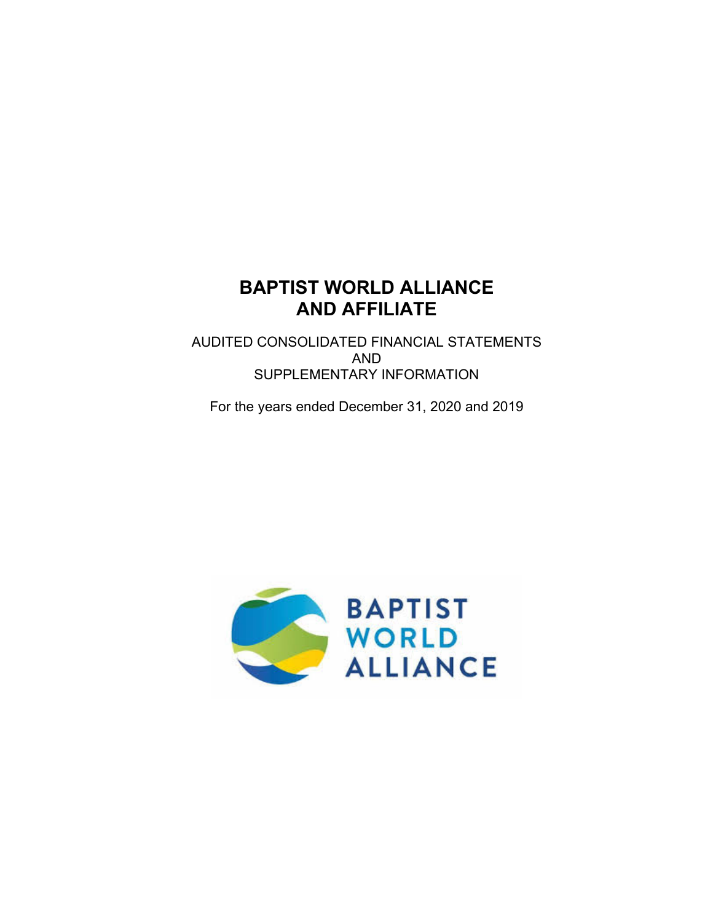# BAPTIST WORLD ALLIANCE
# AND AFFILIATE

AUDITED CONSOLIDATED FINANCIAL STATEMENTS
AND
SUPPLEMENTARY INFORMATION

For the years ended December 31, 2020 and 2019

BAPTIST
WORLD
ALLIANCE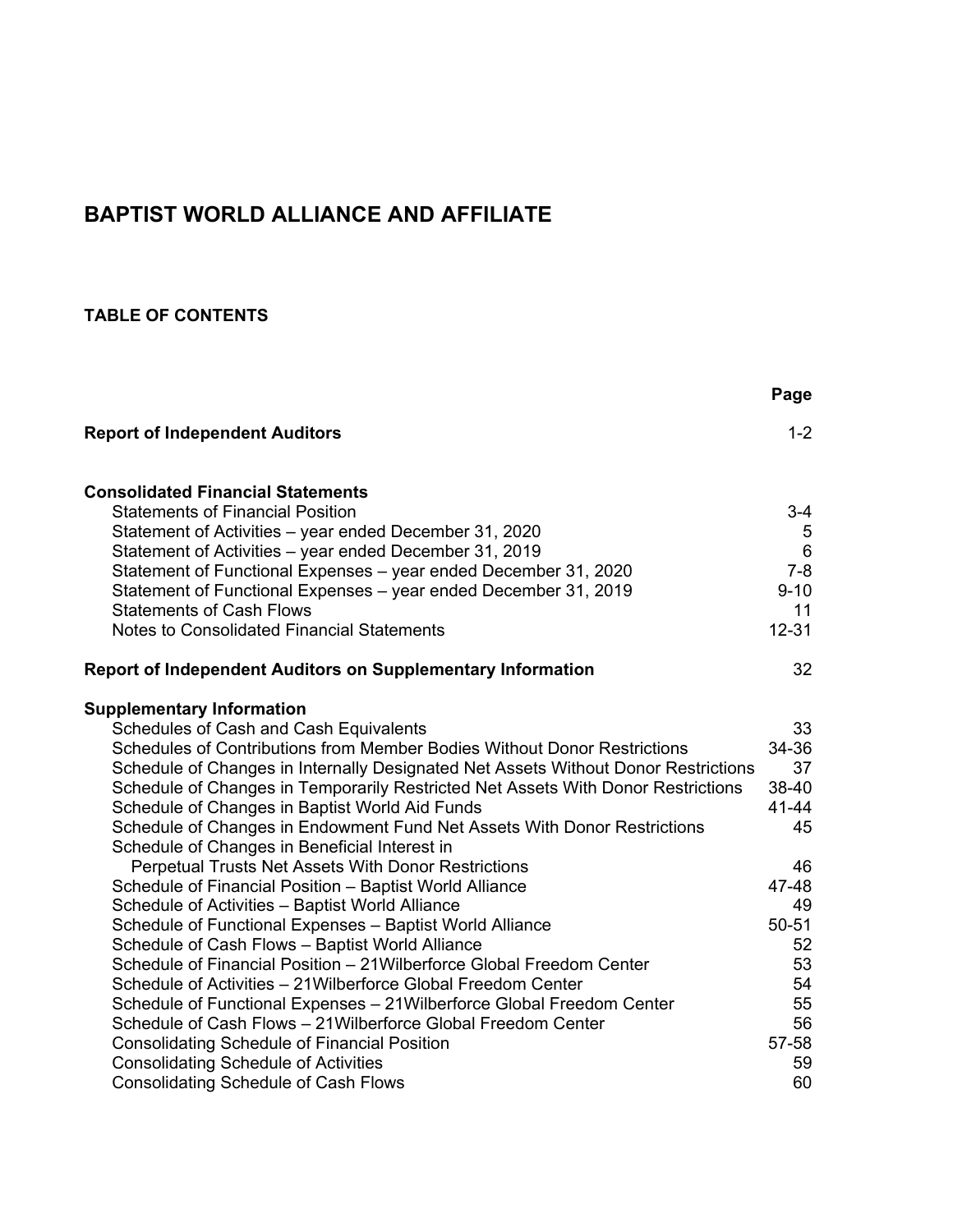# BAPTIST WORLD ALLIANCE AND AFFILIATE

## TABLE OF CONTENTS

| | Page |
|---|---|
| **Report of Independent Auditors** | 1-2 |
| **Consolidated Financial Statements** | |
| Statements of Financial Position | 3-4 |
| Statement of Activities – year ended December 31, 2020 | 5 |
| Statement of Activities – year ended December 31, 2019 | 6 |
| Statement of Functional Expenses – year ended December 31, 2020 | 7-8 |
| Statement of Functional Expenses – year ended December 31, 2019 | 9-10 |
| Statements of Cash Flows | 11 |
| Notes to Consolidated Financial Statements | 12-31 |
| **Report of Independent Auditors on Supplementary Information** | 32 |
| **Supplementary Information** | |
| Schedules of Cash and Cash Equivalents | 33 |
| Schedules of Contributions from Member Bodies Without Donor Restrictions | 34-36 |
| Schedule of Changes in Internally Designated Net Assets Without Donor Restrictions | 37 |
| Schedule of Changes in Temporarily Restricted Net Assets With Donor Restrictions | 38-40 |
| Schedule of Changes in Baptist World Aid Funds | 41-44 |
| Schedule of Changes in Endowment Fund Net Assets With Donor Restrictions | 45 |
| Schedule of Changes in Beneficial Interest in Perpetual Trusts Net Assets With Donor Restrictions | 46 |
| Schedule of Financial Position – Baptist World Alliance | 47-48 |
| Schedule of Activities – Baptist World Alliance | 49 |
| Schedule of Functional Expenses – Baptist World Alliance | 50-51 |
| Schedule of Cash Flows – Baptist World Alliance | 52 |
| Schedule of Financial Position – 21Wilberforce Global Freedom Center | 53 |
| Schedule of Activities – 21Wilberforce Global Freedom Center | 54 |
| Schedule of Functional Expenses – 21Wilberforce Global Freedom Center | 55 |
| Schedule of Cash Flows – 21Wilberforce Global Freedom Center | 56 |
| Consolidating Schedule of Financial Position | 57-58 |
| Consolidating Schedule of Activities | 59 |
| Consolidating Schedule of Cash Flows | 60 |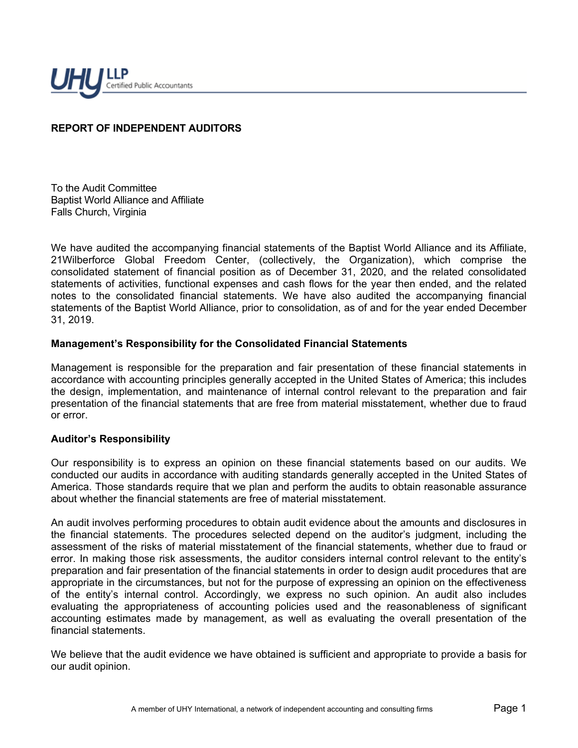UHY LLP
Certified Public Accountants

## REPORT OF INDEPENDENT AUDITORS

To the Audit Committee
Baptist World Alliance and Affiliate
Falls Church, Virginia

We have audited the accompanying financial statements of the Baptist World Alliance and its Affiliate, 21Wilberforce Global Freedom Center, (collectively, the Organization), which comprise the consolidated statement of financial position as of December 31, 2020, and the related consolidated statements of activities, functional expenses and cash flows for the year then ended, and the related notes to the consolidated financial statements. We have also audited the accompanying financial statements of the Baptist World Alliance, prior to consolidation, as of and for the year ended December 31, 2019.

### Management's Responsibility for the Consolidated Financial Statements

Management is responsible for the preparation and fair presentation of these financial statements in accordance with accounting principles generally accepted in the United States of America; this includes the design, implementation, and maintenance of internal control relevant to the preparation and fair presentation of the financial statements that are free from material misstatement, whether due to fraud or error.

### Auditor's Responsibility

Our responsibility is to express an opinion on these financial statements based on our audits. We conducted our audits in accordance with auditing standards generally accepted in the United States of America. Those standards require that we plan and perform the audits to obtain reasonable assurance about whether the financial statements are free of material misstatement.

An audit involves performing procedures to obtain audit evidence about the amounts and disclosures in the financial statements. The procedures selected depend on the auditor's judgment, including the assessment of the risks of material misstatement of the financial statements, whether due to fraud or error. In making those risk assessments, the auditor considers internal control relevant to the entity's preparation and fair presentation of the financial statements in order to design audit procedures that are appropriate in the circumstances, but not for the purpose of expressing an opinion on the effectiveness of the entity's internal control. Accordingly, we express no such opinion. An audit also includes evaluating the appropriateness of accounting policies used and the reasonableness of significant accounting estimates made by management, as well as evaluating the overall presentation of the financial statements.

We believe that the audit evidence we have obtained is sufficient and appropriate to provide a basis for our audit opinion.

A member of UHY International, a network of independent accounting and consulting firms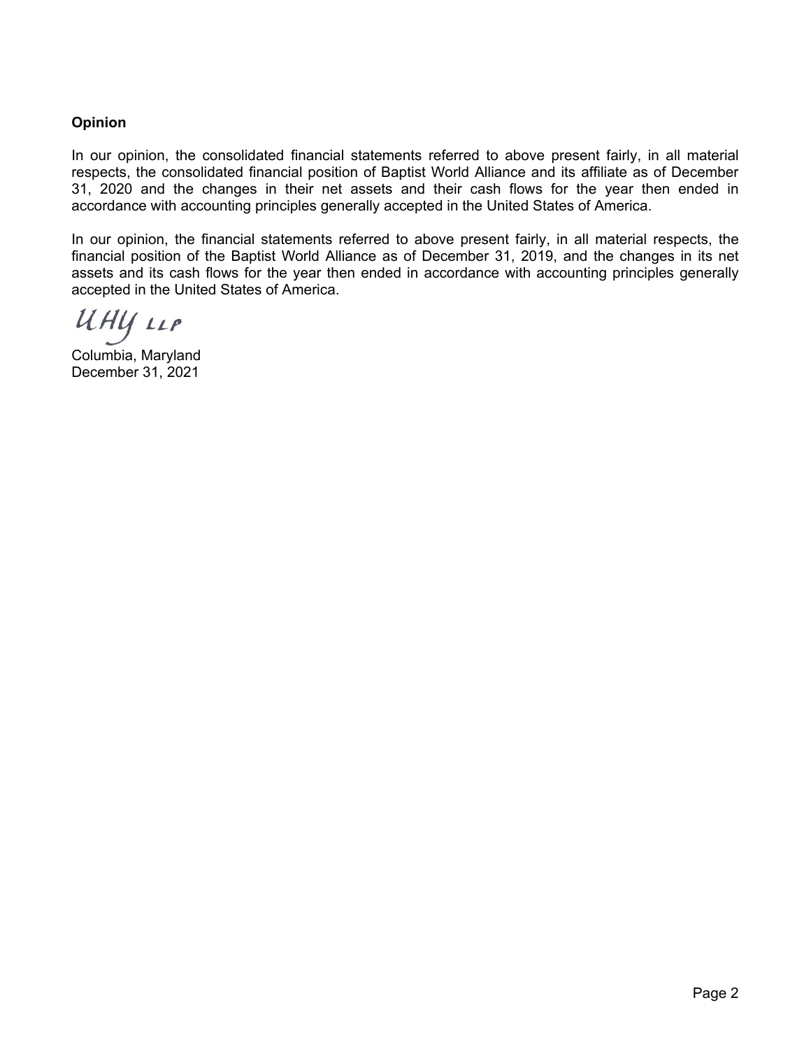**Opinion**

In our opinion, the consolidated financial statements referred to above present fairly, in all material respects, the consolidated financial position of Baptist World Alliance and its affiliate as of December 31, 2020 and the changes in their net assets and their cash flows for the year then ended in accordance with accounting principles generally accepted in the United States of America.

In our opinion, the financial statements referred to above present fairly, in all material respects, the financial position of the Baptist World Alliance as of December 31, 2019, and the changes in its net assets and its cash flows for the year then ended in accordance with accounting principles generally accepted in the United States of America.

UHY LLP

Columbia, Maryland
December 31, 2021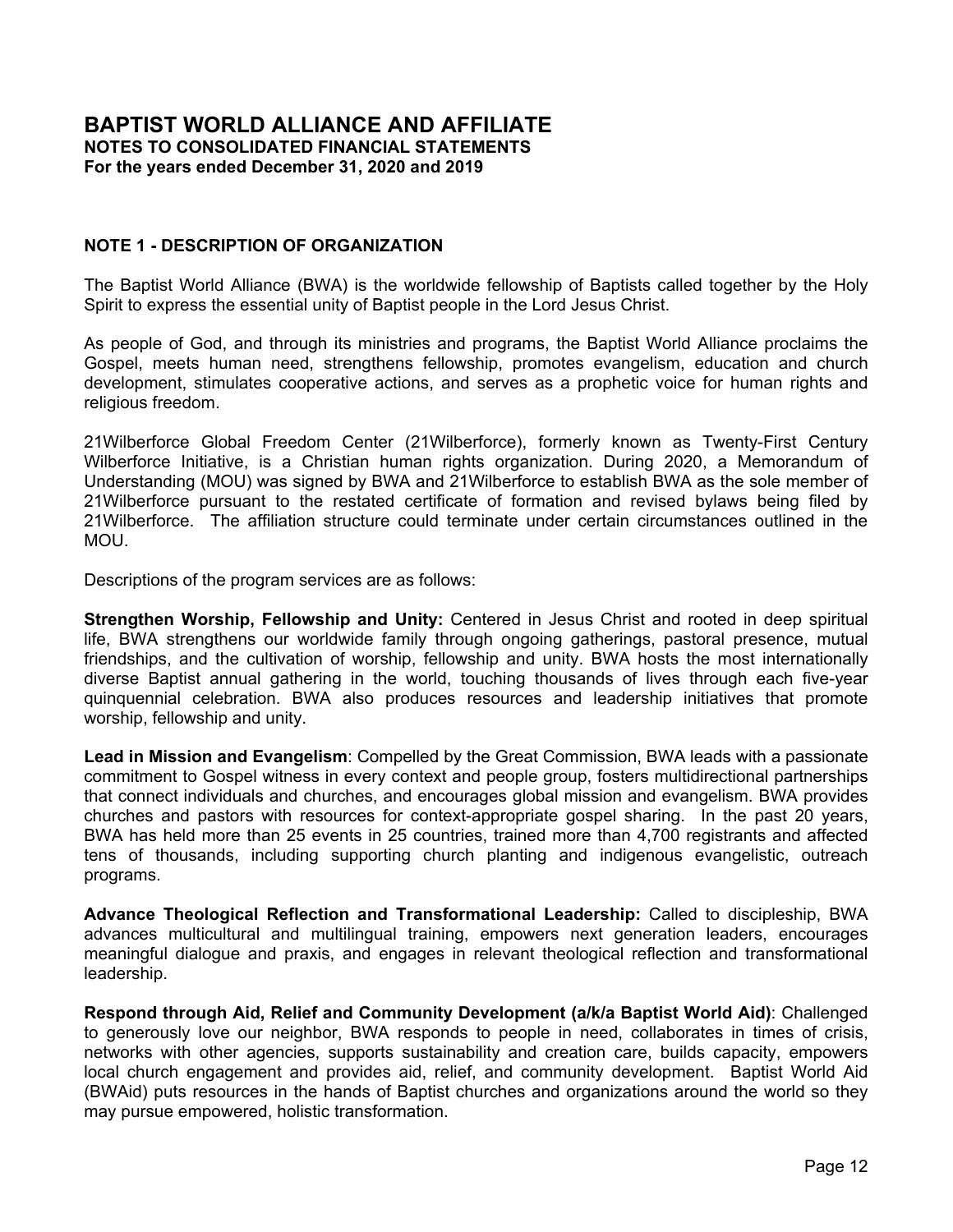# BAPTIST WORLD ALLIANCE AND AFFILIATE
**NOTES TO CONSOLIDATED FINANCIAL STATEMENTS**
**For the years ended December 31, 2020 and 2019**

## NOTE 1 - DESCRIPTION OF ORGANIZATION

The Baptist World Alliance (BWA) is the worldwide fellowship of Baptists called together by the Holy Spirit to express the essential unity of Baptist people in the Lord Jesus Christ.

As people of God, and through its ministries and programs, the Baptist World Alliance proclaims the Gospel, meets human need, strengthens fellowship, promotes evangelism, education and church development, stimulates cooperative actions, and serves as a prophetic voice for human rights and religious freedom.

21Wilberforce Global Freedom Center (21Wilberforce), formerly known as Twenty-First Century Wilberforce Initiative, is a Christian human rights organization. During 2020, a Memorandum of Understanding (MOU) was signed by BWA and 21Wilberforce to establish BWA as the sole member of 21Wilberforce pursuant to the restated certificate of formation and revised bylaws being filed by 21Wilberforce. The affiliation structure could terminate under certain circumstances outlined in the MOU.

Descriptions of the program services are as follows:

**Strengthen Worship, Fellowship and Unity:** Centered in Jesus Christ and rooted in deep spiritual life, BWA strengthens our worldwide family through ongoing gatherings, pastoral presence, mutual friendships, and the cultivation of worship, fellowship and unity. BWA hosts the most internationally diverse Baptist annual gathering in the world, touching thousands of lives through each five-year quinquennial celebration. BWA also produces resources and leadership initiatives that promote worship, fellowship and unity.

**Lead in Mission and Evangelism**: Compelled by the Great Commission, BWA leads with a passionate commitment to Gospel witness in every context and people group, fosters multidirectional partnerships that connect individuals and churches, and encourages global mission and evangelism. BWA provides churches and pastors with resources for context-appropriate gospel sharing. In the past 20 years, BWA has held more than 25 events in 25 countries, trained more than 4,700 registrants and affected tens of thousands, including supporting church planting and indigenous evangelistic, outreach programs.

**Advance Theological Reflection and Transformational Leadership:** Called to discipleship, BWA advances multicultural and multilingual training, empowers next generation leaders, encourages meaningful dialogue and praxis, and engages in relevant theological reflection and transformational leadership.

**Respond through Aid, Relief and Community Development (a/k/a Baptist World Aid)**: Challenged to generously love our neighbor, BWA responds to people in need, collaborates in times of crisis, networks with other agencies, supports sustainability and creation care, builds capacity, empowers local church engagement and provides aid, relief, and community development. Baptist World Aid (BWAid) puts resources in the hands of Baptist churches and organizations around the world so they may pursue empowered, holistic transformation.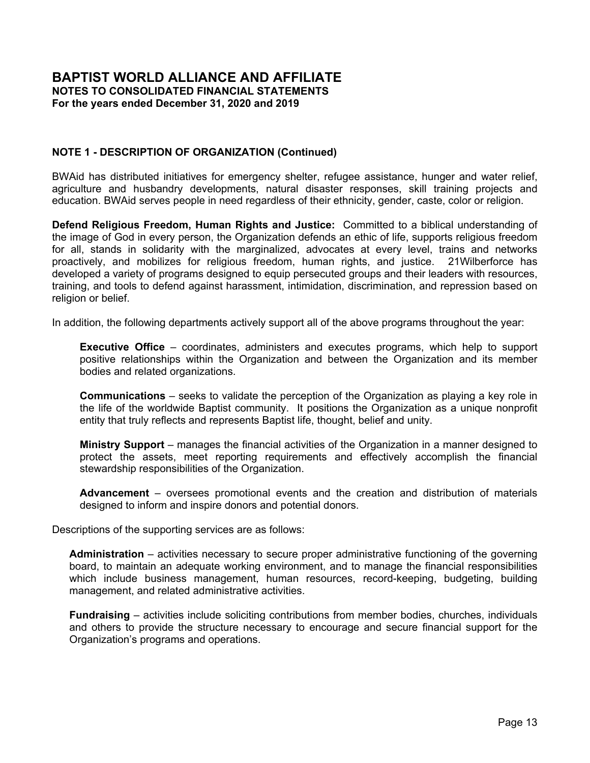# BAPTIST WORLD ALLIANCE AND AFFILIATE

**NOTES TO CONSOLIDATED FINANCIAL STATEMENTS**
**For the years ended December 31, 2020 and 2019**

**NOTE 1 - DESCRIPTION OF ORGANIZATION (Continued)**

BWAid has distributed initiatives for emergency shelter, refugee assistance, hunger and water relief, agriculture and husbandry developments, natural disaster responses, skill training projects and education. BWAid serves people in need regardless of their ethnicity, gender, caste, color or religion.

**Defend Religious Freedom, Human Rights and Justice:** Committed to a biblical understanding of the image of God in every person, the Organization defends an ethic of life, supports religious freedom for all, stands in solidarity with the marginalized, advocates at every level, trains and networks proactively, and mobilizes for religious freedom, human rights, and justice. 21Wilberforce has developed a variety of programs designed to equip persecuted groups and their leaders with resources, training, and tools to defend against harassment, intimidation, discrimination, and repression based on religion or belief.

In addition, the following departments actively support all of the above programs throughout the year:

**Executive Office** – coordinates, administers and executes programs, which help to support positive relationships within the Organization and between the Organization and its member bodies and related organizations.

**Communications** – seeks to validate the perception of the Organization as playing a key role in the life of the worldwide Baptist community. It positions the Organization as a unique nonprofit entity that truly reflects and represents Baptist life, thought, belief and unity.

**Ministry Support** – manages the financial activities of the Organization in a manner designed to protect the assets, meet reporting requirements and effectively accomplish the financial stewardship responsibilities of the Organization.

**Advancement** – oversees promotional events and the creation and distribution of materials designed to inform and inspire donors and potential donors.

Descriptions of the supporting services are as follows:

**Administration** – activities necessary to secure proper administrative functioning of the governing board, to maintain an adequate working environment, and to manage the financial responsibilities which include business management, human resources, record-keeping, budgeting, building management, and related administrative activities.

**Fundraising** – activities include soliciting contributions from member bodies, churches, individuals and others to provide the structure necessary to encourage and secure financial support for the Organization's programs and operations.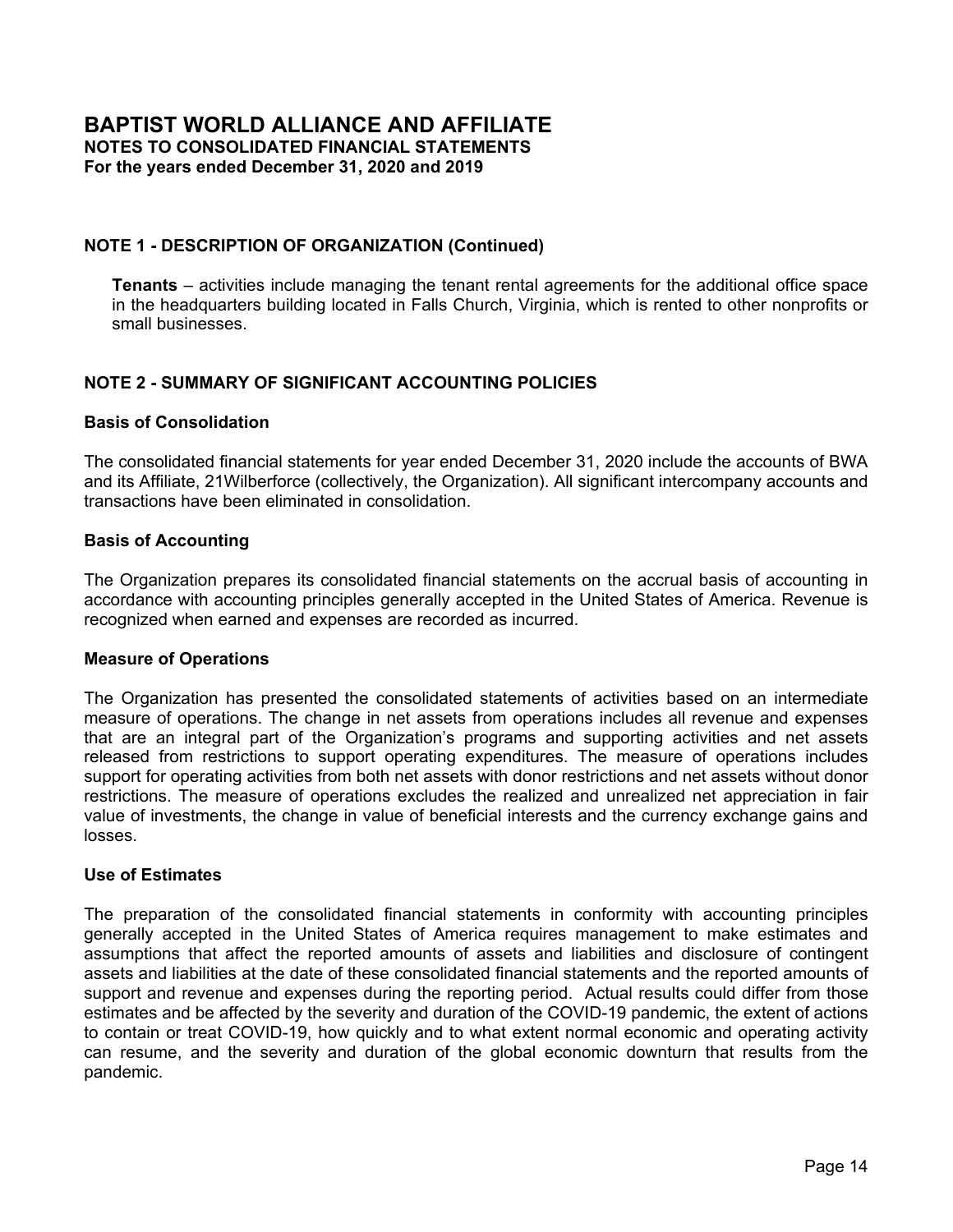## NOTE 1 - DESCRIPTION OF ORGANIZATION (Continued)

**Tenants** – activities include managing the tenant rental agreements for the additional office space in the headquarters building located in Falls Church, Virginia, which is rented to other nonprofits or small businesses.

## NOTE 2 - SUMMARY OF SIGNIFICANT ACCOUNTING POLICIES

### Basis of Consolidation

The consolidated financial statements for year ended December 31, 2020 include the accounts of BWA and its Affiliate, 21Wilberforce (collectively, the Organization). All significant intercompany accounts and transactions have been eliminated in consolidation.

### Basis of Accounting

The Organization prepares its consolidated financial statements on the accrual basis of accounting in accordance with accounting principles generally accepted in the United States of America. Revenue is recognized when earned and expenses are recorded as incurred.

### Measure of Operations

The Organization has presented the consolidated statements of activities based on an intermediate measure of operations. The change in net assets from operations includes all revenue and expenses that are an integral part of the Organization's programs and supporting activities and net assets released from restrictions to support operating expenditures. The measure of operations includes support for operating activities from both net assets with donor restrictions and net assets without donor restrictions. The measure of operations excludes the realized and unrealized net appreciation in fair value of investments, the change in value of beneficial interests and the currency exchange gains and losses.

### Use of Estimates

The preparation of the consolidated financial statements in conformity with accounting principles generally accepted in the United States of America requires management to make estimates and assumptions that affect the reported amounts of assets and liabilities and disclosure of contingent assets and liabilities at the date of these consolidated financial statements and the reported amounts of support and revenue and expenses during the reporting period. Actual results could differ from those estimates and be affected by the severity and duration of the COVID-19 pandemic, the extent of actions to contain or treat COVID-19, how quickly and to what extent normal economic and operating activity can resume, and the severity and duration of the global economic downturn that results from the pandemic.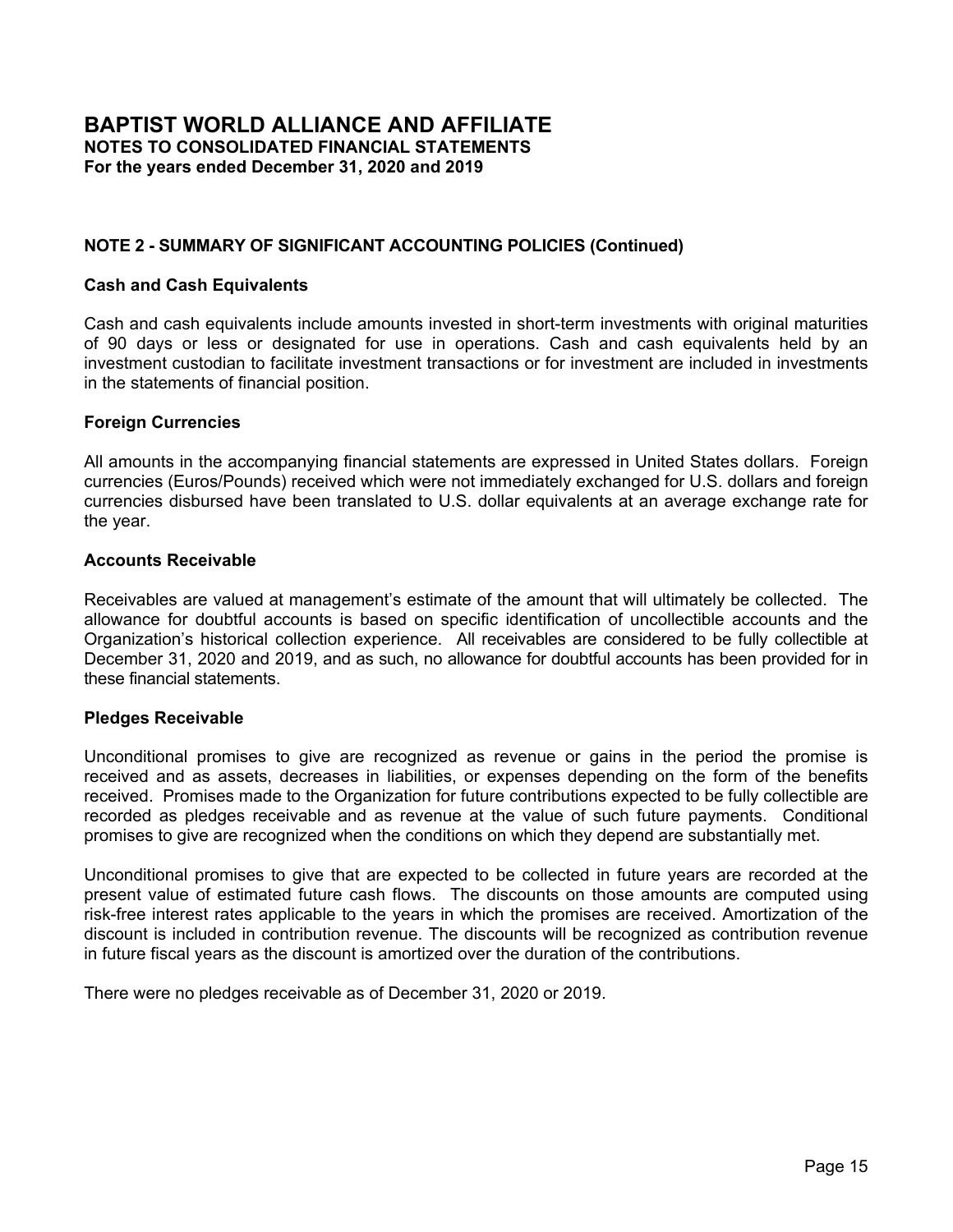# BAPTIST WORLD ALLIANCE AND AFFILIATE

**NOTES TO CONSOLIDATED FINANCIAL STATEMENTS**
**For the years ended December 31, 2020 and 2019**

## NOTE 2 - SUMMARY OF SIGNIFICANT ACCOUNTING POLICIES (Continued)

### Cash and Cash Equivalents

Cash and cash equivalents include amounts invested in short-term investments with original maturities of 90 days or less or designated for use in operations. Cash and cash equivalents held by an investment custodian to facilitate investment transactions or for investment are included in investments in the statements of financial position.

### Foreign Currencies

All amounts in the accompanying financial statements are expressed in United States dollars. Foreign currencies (Euros/Pounds) received which were not immediately exchanged for U.S. dollars and foreign currencies disbursed have been translated to U.S. dollar equivalents at an average exchange rate for the year.

### Accounts Receivable

Receivables are valued at management's estimate of the amount that will ultimately be collected. The allowance for doubtful accounts is based on specific identification of uncollectible accounts and the Organization's historical collection experience. All receivables are considered to be fully collectible at December 31, 2020 and 2019, and as such, no allowance for doubtful accounts has been provided for in these financial statements.

### Pledges Receivable

Unconditional promises to give are recognized as revenue or gains in the period the promise is received and as assets, decreases in liabilities, or expenses depending on the form of the benefits received. Promises made to the Organization for future contributions expected to be fully collectible are recorded as pledges receivable and as revenue at the value of such future payments. Conditional promises to give are recognized when the conditions on which they depend are substantially met.

Unconditional promises to give that are expected to be collected in future years are recorded at the present value of estimated future cash flows. The discounts on those amounts are computed using risk-free interest rates applicable to the years in which the promises are received. Amortization of the discount is included in contribution revenue. The discounts will be recognized as contribution revenue in future fiscal years as the discount is amortized over the duration of the contributions.

There were no pledges receivable as of December 31, 2020 or 2019.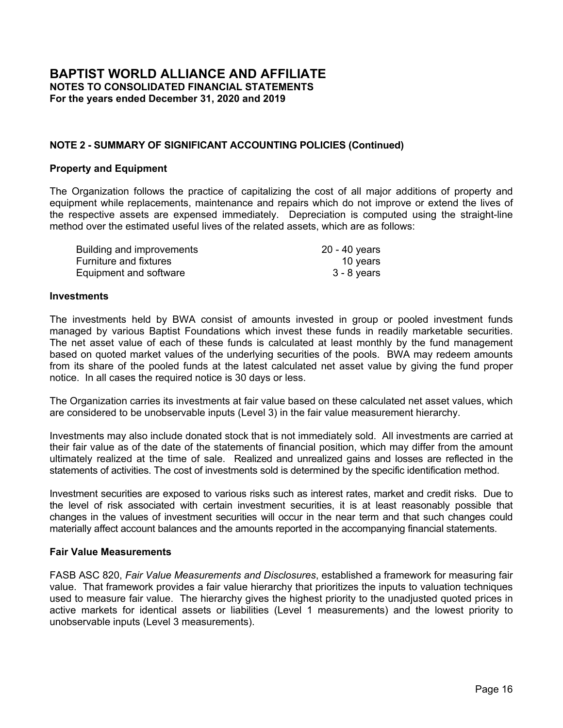# BAPTIST WORLD ALLIANCE AND AFFILIATE

**NOTES TO CONSOLIDATED FINANCIAL STATEMENTS**
**For the years ended December 31, 2020 and 2019**

## NOTE 2 - SUMMARY OF SIGNIFICANT ACCOUNTING POLICIES (Continued)

### Property and Equipment

The Organization follows the practice of capitalizing the cost of all major additions of property and equipment while replacements, maintenance and repairs which do not improve or extend the lives of the respective assets are expensed immediately. Depreciation is computed using the straight-line method over the estimated useful lives of the related assets, which are as follows:

| | |
|---|---|
| Building and improvements | 20 - 40 years |
| Furniture and fixtures | 10 years |
| Equipment and software | 3 - 8 years |

### Investments

The investments held by BWA consist of amounts invested in group or pooled investment funds managed by various Baptist Foundations which invest these funds in readily marketable securities. The net asset value of each of these funds is calculated at least monthly by the fund management based on quoted market values of the underlying securities of the pools. BWA may redeem amounts from its share of the pooled funds at the latest calculated net asset value by giving the fund proper notice. In all cases the required notice is 30 days or less.

The Organization carries its investments at fair value based on these calculated net asset values, which are considered to be unobservable inputs (Level 3) in the fair value measurement hierarchy.

Investments may also include donated stock that is not immediately sold. All investments are carried at their fair value as of the date of the statements of financial position, which may differ from the amount ultimately realized at the time of sale. Realized and unrealized gains and losses are reflected in the statements of activities. The cost of investments sold is determined by the specific identification method.

Investment securities are exposed to various risks such as interest rates, market and credit risks. Due to the level of risk associated with certain investment securities, it is at least reasonably possible that changes in the values of investment securities will occur in the near term and that such changes could materially affect account balances and the amounts reported in the accompanying financial statements.

### Fair Value Measurements

FASB ASC 820, *Fair Value Measurements and Disclosures*, established a framework for measuring fair value. That framework provides a fair value hierarchy that prioritizes the inputs to valuation techniques used to measure fair value. The hierarchy gives the highest priority to the unadjusted quoted prices in active markets for identical assets or liabilities (Level 1 measurements) and the lowest priority to unobservable inputs (Level 3 measurements).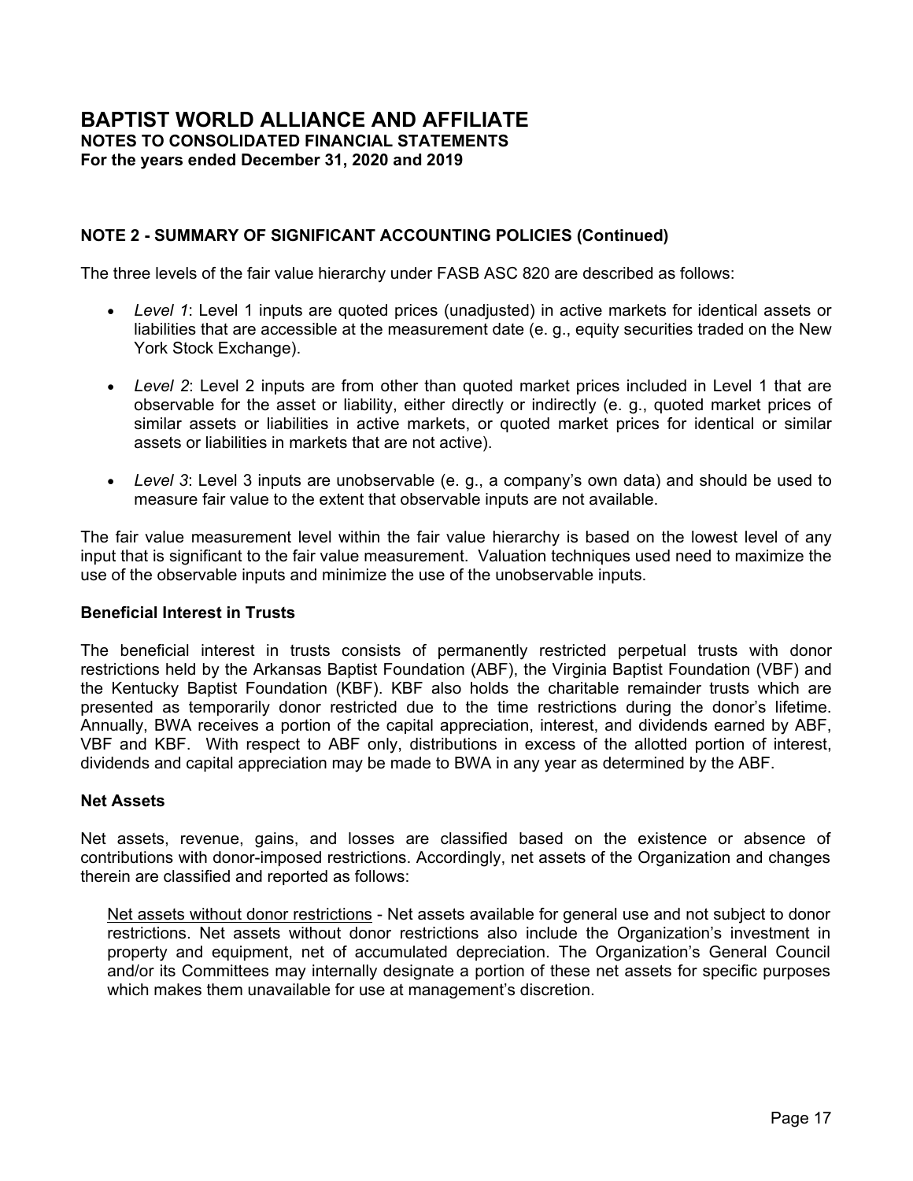## NOTE 2 - SUMMARY OF SIGNIFICANT ACCOUNTING POLICIES (Continued)

The three levels of the fair value hierarchy under FASB ASC 820 are described as follows:

- *Level 1*: Level 1 inputs are quoted prices (unadjusted) in active markets for identical assets or liabilities that are accessible at the measurement date (e. g., equity securities traded on the New York Stock Exchange).
- *Level 2*: Level 2 inputs are from other than quoted market prices included in Level 1 that are observable for the asset or liability, either directly or indirectly (e. g., quoted market prices of similar assets or liabilities in active markets, or quoted market prices for identical or similar assets or liabilities in markets that are not active).
- *Level 3*: Level 3 inputs are unobservable (e. g., a company's own data) and should be used to measure fair value to the extent that observable inputs are not available.

The fair value measurement level within the fair value hierarchy is based on the lowest level of any input that is significant to the fair value measurement. Valuation techniques used need to maximize the use of the observable inputs and minimize the use of the unobservable inputs.

### Beneficial Interest in Trusts

The beneficial interest in trusts consists of permanently restricted perpetual trusts with donor restrictions held by the Arkansas Baptist Foundation (ABF), the Virginia Baptist Foundation (VBF) and the Kentucky Baptist Foundation (KBF). KBF also holds the charitable remainder trusts which are presented as temporarily donor restricted due to the time restrictions during the donor's lifetime. Annually, BWA receives a portion of the capital appreciation, interest, and dividends earned by ABF, VBF and KBF. With respect to ABF only, distributions in excess of the allotted portion of interest, dividends and capital appreciation may be made to BWA in any year as determined by the ABF.

### Net Assets

Net assets, revenue, gains, and losses are classified based on the existence or absence of contributions with donor-imposed restrictions. Accordingly, net assets of the Organization and changes therein are classified and reported as follows:

Net assets without donor restrictions - Net assets available for general use and not subject to donor restrictions. Net assets without donor restrictions also include the Organization's investment in property and equipment, net of accumulated depreciation. The Organization's General Council and/or its Committees may internally designate a portion of these net assets for specific purposes which makes them unavailable for use at management's discretion.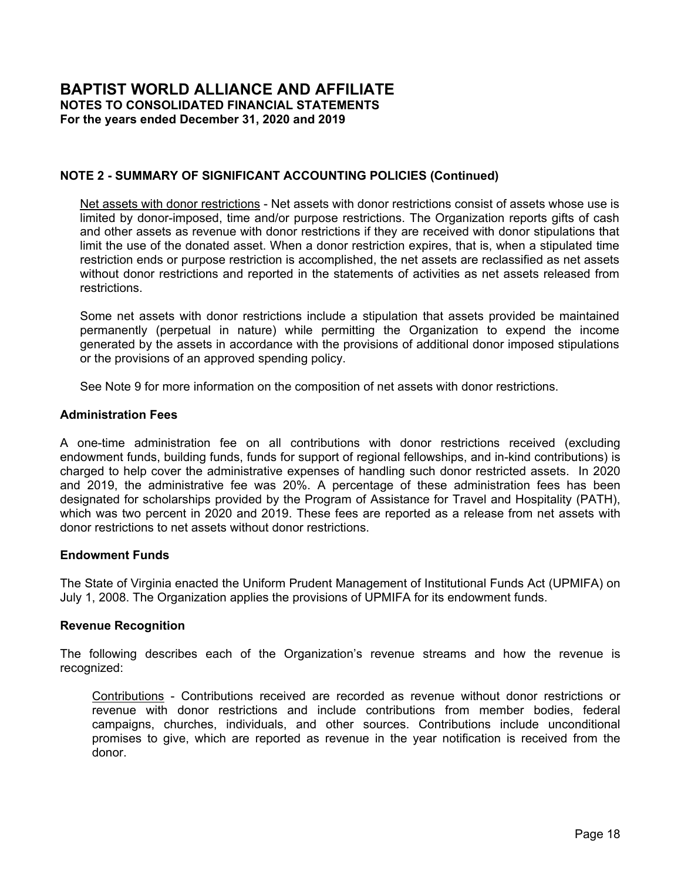## NOTE 2 - SUMMARY OF SIGNIFICANT ACCOUNTING POLICIES (Continued)

Net assets with donor restrictions - Net assets with donor restrictions consist of assets whose use is limited by donor-imposed, time and/or purpose restrictions. The Organization reports gifts of cash and other assets as revenue with donor restrictions if they are received with donor stipulations that limit the use of the donated asset. When a donor restriction expires, that is, when a stipulated time restriction ends or purpose restriction is accomplished, the net assets are reclassified as net assets without donor restrictions and reported in the statements of activities as net assets released from restrictions.

Some net assets with donor restrictions include a stipulation that assets provided be maintained permanently (perpetual in nature) while permitting the Organization to expend the income generated by the assets in accordance with the provisions of additional donor imposed stipulations or the provisions of an approved spending policy.

See Note 9 for more information on the composition of net assets with donor restrictions.

### Administration Fees

A one-time administration fee on all contributions with donor restrictions received (excluding endowment funds, building funds, funds for support of regional fellowships, and in-kind contributions) is charged to help cover the administrative expenses of handling such donor restricted assets. In 2020 and 2019, the administrative fee was 20%. A percentage of these administration fees has been designated for scholarships provided by the Program of Assistance for Travel and Hospitality (PATH), which was two percent in 2020 and 2019. These fees are reported as a release from net assets with donor restrictions to net assets without donor restrictions.

### Endowment Funds

The State of Virginia enacted the Uniform Prudent Management of Institutional Funds Act (UPMIFA) on July 1, 2008. The Organization applies the provisions of UPMIFA for its endowment funds.

### Revenue Recognition

The following describes each of the Organization's revenue streams and how the revenue is recognized:

Contributions - Contributions received are recorded as revenue without donor restrictions or revenue with donor restrictions and include contributions from member bodies, federal campaigns, churches, individuals, and other sources. Contributions include unconditional promises to give, which are reported as revenue in the year notification is received from the donor.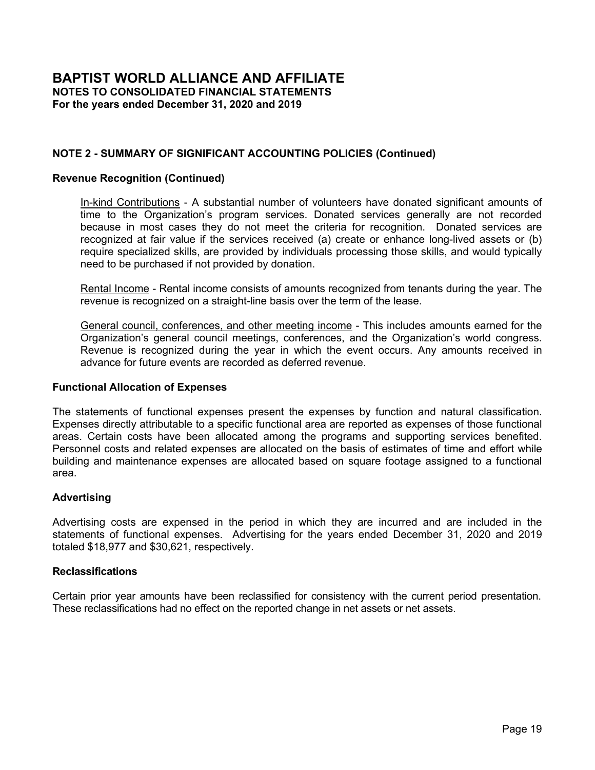# BAPTIST WORLD ALLIANCE AND AFFILIATE
**NOTES TO CONSOLIDATED FINANCIAL STATEMENTS**
**For the years ended December 31, 2020 and 2019**

## NOTE 2 - SUMMARY OF SIGNIFICANT ACCOUNTING POLICIES (Continued)

### Revenue Recognition (Continued)

In-kind Contributions - A substantial number of volunteers have donated significant amounts of time to the Organization's program services. Donated services generally are not recorded because in most cases they do not meet the criteria for recognition. Donated services are recognized at fair value if the services received (a) create or enhance long-lived assets or (b) require specialized skills, are provided by individuals processing those skills, and would typically need to be purchased if not provided by donation.

Rental Income - Rental income consists of amounts recognized from tenants during the year. The revenue is recognized on a straight-line basis over the term of the lease.

General council, conferences, and other meeting income - This includes amounts earned for the Organization's general council meetings, conferences, and the Organization's world congress. Revenue is recognized during the year in which the event occurs. Any amounts received in advance for future events are recorded as deferred revenue.

### Functional Allocation of Expenses

The statements of functional expenses present the expenses by function and natural classification. Expenses directly attributable to a specific functional area are reported as expenses of those functional areas. Certain costs have been allocated among the programs and supporting services benefited. Personnel costs and related expenses are allocated on the basis of estimates of time and effort while building and maintenance expenses are allocated based on square footage assigned to a functional area.

### Advertising

Advertising costs are expensed in the period in which they are incurred and are included in the statements of functional expenses. Advertising for the years ended December 31, 2020 and 2019 totaled $18,977 and $30,621, respectively.

### Reclassifications

Certain prior year amounts have been reclassified for consistency with the current period presentation. These reclassifications had no effect on the reported change in net assets or net assets.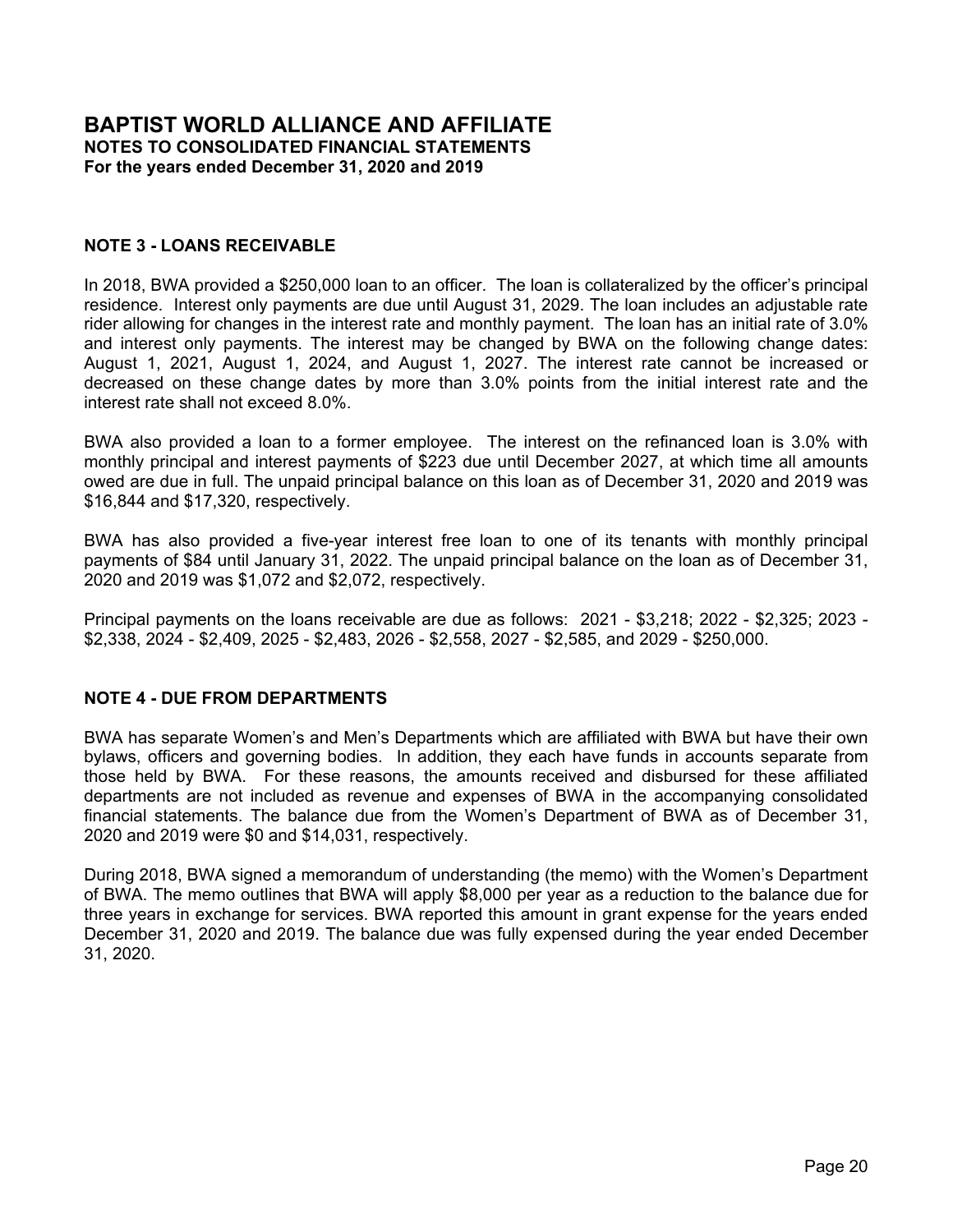# BAPTIST WORLD ALLIANCE AND AFFILIATE
**NOTES TO CONSOLIDATED FINANCIAL STATEMENTS**
**For the years ended December 31, 2020 and 2019**

## NOTE 3 - LOANS RECEIVABLE

In 2018, BWA provided a $250,000 loan to an officer. The loan is collateralized by the officer's principal residence. Interest only payments are due until August 31, 2029. The loan includes an adjustable rate rider allowing for changes in the interest rate and monthly payment. The loan has an initial rate of 3.0% and interest only payments. The interest may be changed by BWA on the following change dates: August 1, 2021, August 1, 2024, and August 1, 2027. The interest rate cannot be increased or decreased on these change dates by more than 3.0% points from the initial interest rate and the interest rate shall not exceed 8.0%.

BWA also provided a loan to a former employee. The interest on the refinanced loan is 3.0% with monthly principal and interest payments of $223 due until December 2027, at which time all amounts owed are due in full. The unpaid principal balance on this loan as of December 31, 2020 and 2019 was $16,844 and $17,320, respectively.

BWA has also provided a five-year interest free loan to one of its tenants with monthly principal payments of $84 until January 31, 2022. The unpaid principal balance on the loan as of December 31, 2020 and 2019 was $1,072 and $2,072, respectively.

Principal payments on the loans receivable are due as follows: 2021 - $3,218; 2022 - $2,325; 2023 - $2,338, 2024 - $2,409, 2025 - $2,483, 2026 - $2,558, 2027 - $2,585, and 2029 - $250,000.

## NOTE 4 - DUE FROM DEPARTMENTS

BWA has separate Women's and Men's Departments which are affiliated with BWA but have their own bylaws, officers and governing bodies. In addition, they each have funds in accounts separate from those held by BWA. For these reasons, the amounts received and disbursed for these affiliated departments are not included as revenue and expenses of BWA in the accompanying consolidated financial statements. The balance due from the Women's Department of BWA as of December 31, 2020 and 2019 were $0 and $14,031, respectively.

During 2018, BWA signed a memorandum of understanding (the memo) with the Women's Department of BWA. The memo outlines that BWA will apply $8,000 per year as a reduction to the balance due for three years in exchange for services. BWA reported this amount in grant expense for the years ended December 31, 2020 and 2019. The balance due was fully expensed during the year ended December 31, 2020.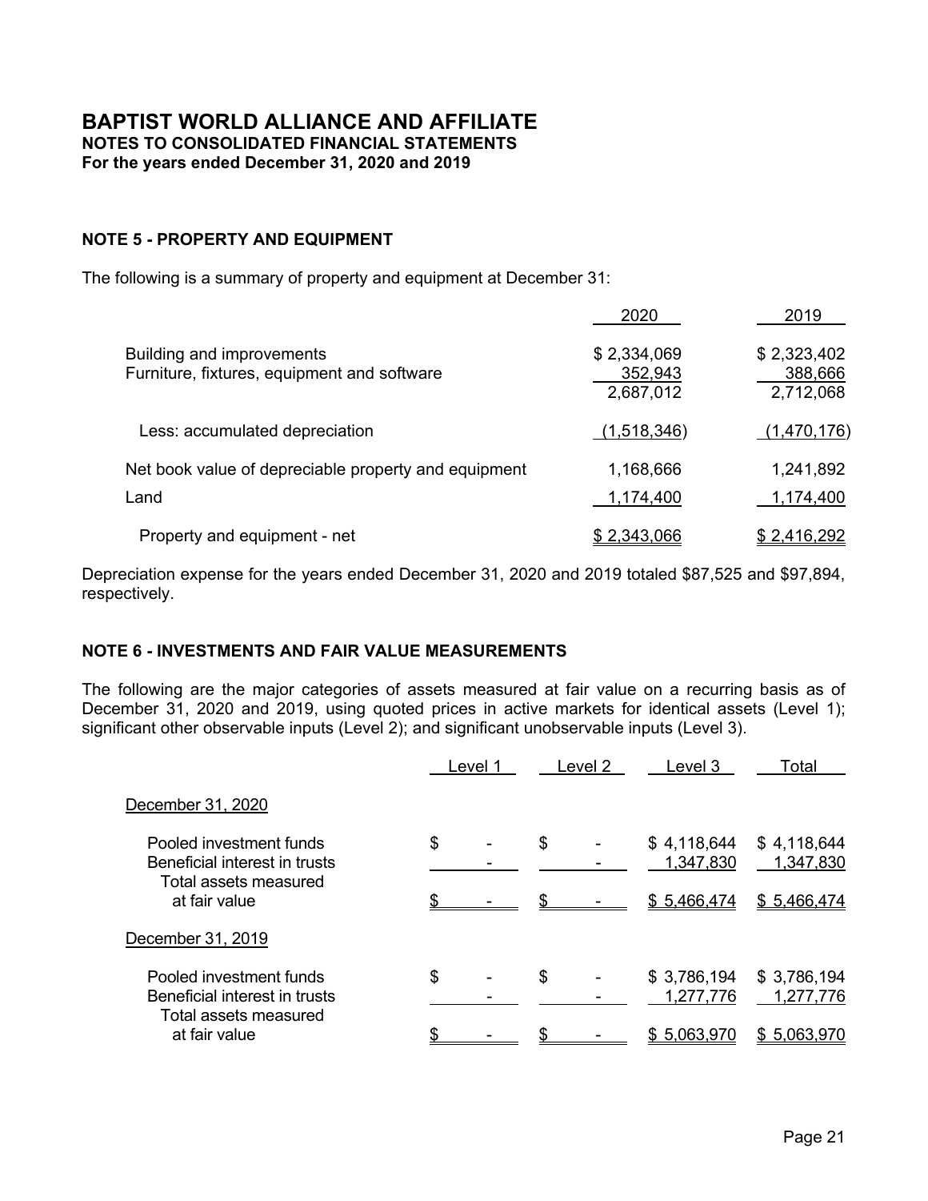# BAPTIST WORLD ALLIANCE AND AFFILIATE
**NOTES TO CONSOLIDATED FINANCIAL STATEMENTS**
**For the years ended December 31, 2020 and 2019**

## NOTE 5 - PROPERTY AND EQUIPMENT

The following is a summary of property and equipment at December 31:

| | 2020 | 2019 |
|---|---|---|
| Building and improvements | $ 2,334,069 | $ 2,323,402 |
| Furniture, fixtures, equipment and software | 352,943 | 388,666 |
| | 2,687,012 | 2,712,068 |
| Less: accumulated depreciation | (1,518,346) | (1,470,176) |
| Net book value of depreciable property and equipment | 1,168,666 | 1,241,892 |
| Land | 1,174,400 | 1,174,400 |
| Property and equipment - net | $ 2,343,066 | $ 2,416,292 |

Depreciation expense for the years ended December 31, 2020 and 2019 totaled $87,525 and $97,894, respectively.

## NOTE 6 - INVESTMENTS AND FAIR VALUE MEASUREMENTS

The following are the major categories of assets measured at fair value on a recurring basis as of December 31, 2020 and 2019, using quoted prices in active markets for identical assets (Level 1); significant other observable inputs (Level 2); and significant unobservable inputs (Level 3).

| | Level 1 | Level 2 | Level 3 | Total |
|---|---|---|---|---|
| December 31, 2020 | | | | |
| Pooled investment funds | $ - | $ - | $ 4,118,644 | $ 4,118,644 |
| Beneficial interest in trusts | - | - | 1,347,830 | 1,347,830 |
| Total assets measured at fair value | $ - | $ - | $ 5,466,474 | $ 5,466,474 |
| December 31, 2019 | | | | |
| Pooled investment funds | $ - | $ - | $ 3,786,194 | $ 3,786,194 |
| Beneficial interest in trusts | - | - | 1,277,776 | 1,277,776 |
| Total assets measured at fair value | $ - | $ - | $ 5,063,970 | $ 5,063,970 |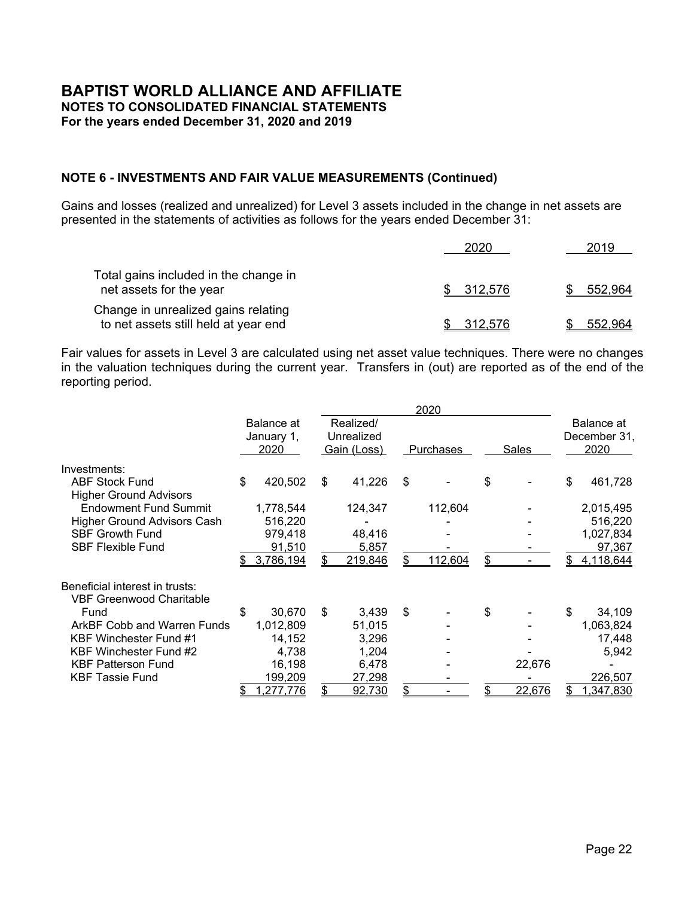# BAPTIST WORLD ALLIANCE AND AFFILIATE

**NOTES TO CONSOLIDATED FINANCIAL STATEMENTS**

**For the years ended December 31, 2020 and 2019**

## NOTE 6 - INVESTMENTS AND FAIR VALUE MEASUREMENTS (Continued)

Gains and losses (realized and unrealized) for Level 3 assets included in the change in net assets are presented in the statements of activities as follows for the years ended December 31:

| | 2020 | 2019 |
|---|---|---|
| Total gains included in the change in net assets for the year | $ 312,576 | $ 552,964 |
| Change in unrealized gains relating to net assets still held at year end | $ 312,576 | $ 552,964 |

Fair values for assets in Level 3 are calculated using net asset value techniques. There were no changes in the valuation techniques during the current year. Transfers in (out) are reported as of the end of the reporting period.

| | Balance at January 1, 2020 | 2020 Realized/ Unrealized Gain (Loss) | 2020 Purchases | 2020 Sales | Balance at December 31, 2020 |
|---|---|---|---|---|---|
| Investments: | | | | | |
| ABF Stock Fund | $ 420,502 | $ 41,226 | $ - | $ - | $ 461,728 |
| Higher Ground Advisors Endowment Fund Summit | 1,778,544 | 124,347 | 112,604 | - | 2,015,495 |
| Higher Ground Advisors Cash | 516,220 | - | - | - | 516,220 |
| SBF Growth Fund | 979,418 | 48,416 | - | - | 1,027,834 |
| SBF Flexible Fund | 91,510 | 5,857 | - | - | 97,367 |
| | $ 3,786,194 | $ 219,846 | $ 112,604 | $ - | $ 4,118,644 |
| Beneficial interest in trusts: | | | | | |
| VBF Greenwood Charitable Fund | $ 30,670 | $ 3,439 | $ - | $ - | $ 34,109 |
| ArkBF Cobb and Warren Funds | 1,012,809 | 51,015 | - | - | 1,063,824 |
| KBF Winchester Fund #1 | 14,152 | 3,296 | - | - | 17,448 |
| KBF Winchester Fund #2 | 4,738 | 1,204 | - | - | 5,942 |
| KBF Patterson Fund | 16,198 | 6,478 | - | 22,676 | - |
| KBF Tassie Fund | 199,209 | 27,298 | - | - | 226,507 |
| | $ 1,277,776 | $ 92,730 | $ - | $ 22,676 | $ 1,347,830 |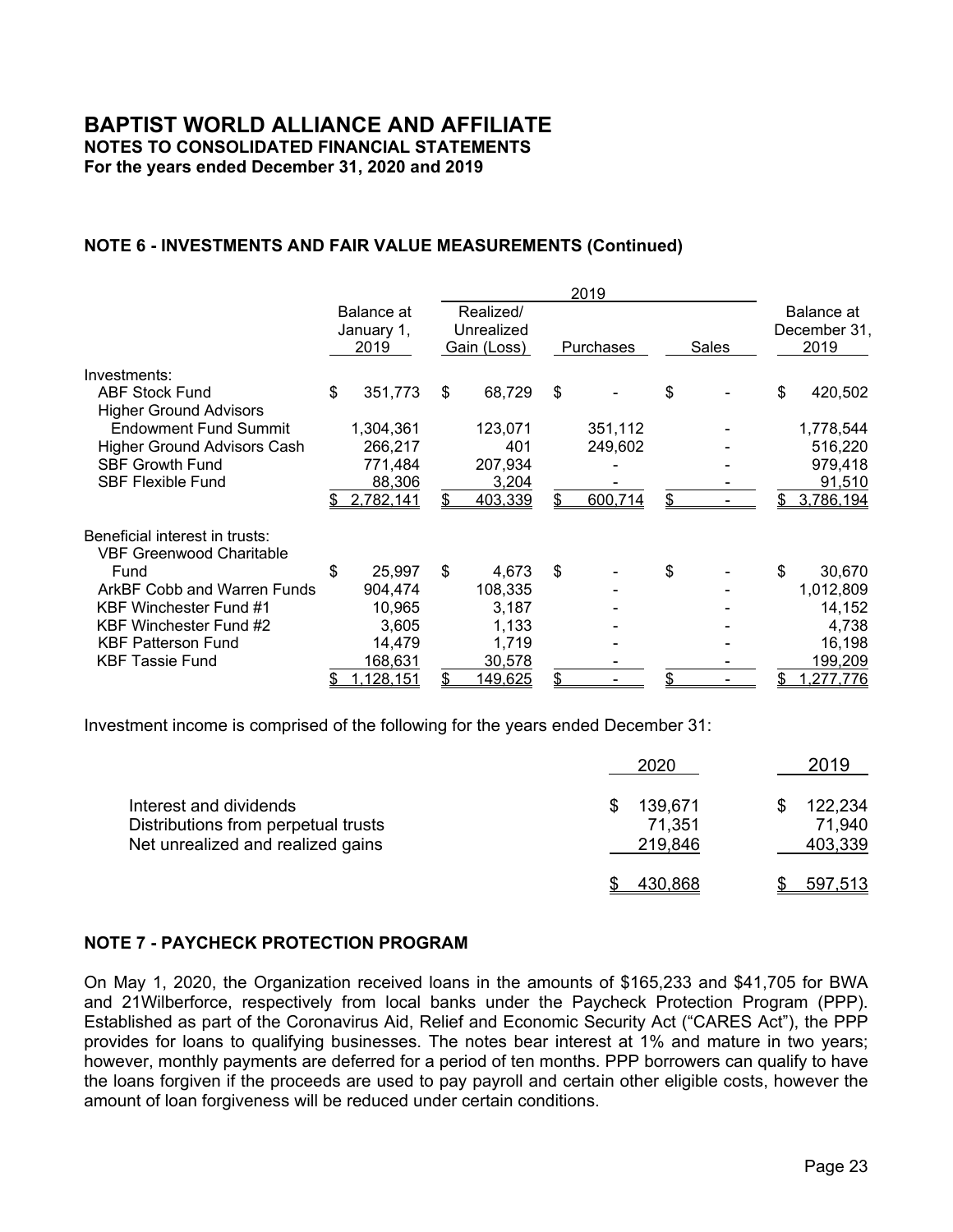# BAPTIST WORLD ALLIANCE AND AFFILIATE

**NOTES TO CONSOLIDATED FINANCIAL STATEMENTS**

**For the years ended December 31, 2020 and 2019**

## NOTE 6 - INVESTMENTS AND FAIR VALUE MEASUREMENTS (Continued)

| | Balance at January 1, 2019 | 2019 Realized/ Unrealized Gain (Loss) | 2019 Purchases | 2019 Sales | Balance at December 31, 2019 |
|---|---|---|---|---|---|
| Investments: | | | | | |
| ABF Stock Fund | $ 351,773 | $ 68,729 | $ - | $ - | $ 420,502 |
| Higher Ground Advisors Endowment Fund Summit | 1,304,361 | 123,071 | 351,112 | - | 1,778,544 |
| Higher Ground Advisors Cash | 266,217 | 401 | 249,602 | - | 516,220 |
| SBF Growth Fund | 771,484 | 207,934 | - | - | 979,418 |
| SBF Flexible Fund | 88,306 | 3,204 | - | - | 91,510 |
| | $ 2,782,141 | $ 403,339 | $ 600,714 | $ - | $ 3,786,194 |
| Beneficial interest in trusts: | | | | | |
| VBF Greenwood Charitable Fund | $ 25,997 | $ 4,673 | $ - | $ - | $ 30,670 |
| ArkBF Cobb and Warren Funds | 904,474 | 108,335 | - | - | 1,012,809 |
| KBF Winchester Fund #1 | 10,965 | 3,187 | - | - | 14,152 |
| KBF Winchester Fund #2 | 3,605 | 1,133 | - | - | 4,738 |
| KBF Patterson Fund | 14,479 | 1,719 | - | - | 16,198 |
| KBF Tassie Fund | 168,631 | 30,578 | - | - | 199,209 |
| | $ 1,128,151 | $ 149,625 | $ - | $ - | $ 1,277,776 |

Investment income is comprised of the following for the years ended December 31:

| | 2020 | 2019 |
|---|---|---|
| Interest and dividends | $ 139,671 | $ 122,234 |
| Distributions from perpetual trusts | 71,351 | 71,940 |
| Net unrealized and realized gains | 219,846 | 403,339 |
| | $ 430,868 | $ 597,513 |

## NOTE 7 - PAYCHECK PROTECTION PROGRAM

On May 1, 2020, the Organization received loans in the amounts of $165,233 and $41,705 for BWA and 21Wilberforce, respectively from local banks under the Paycheck Protection Program (PPP). Established as part of the Coronavirus Aid, Relief and Economic Security Act ("CARES Act"), the PPP provides for loans to qualifying businesses. The notes bear interest at 1% and mature in two years; however, monthly payments are deferred for a period of ten months. PPP borrowers can qualify to have the loans forgiven if the proceeds are used to pay payroll and certain other eligible costs, however the amount of loan forgiveness will be reduced under certain conditions.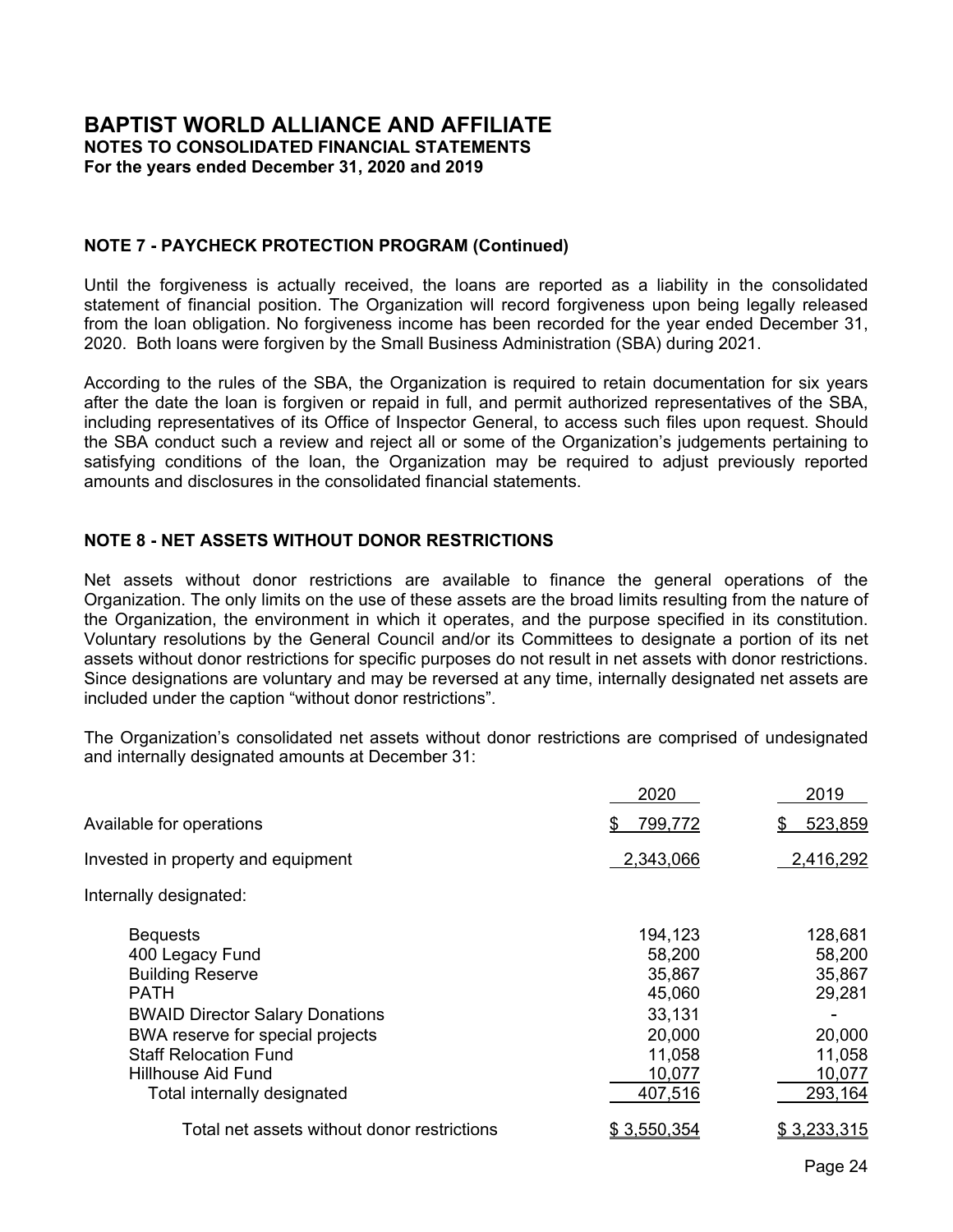## NOTE 7 - PAYCHECK PROTECTION PROGRAM (Continued)

Until the forgiveness is actually received, the loans are reported as a liability in the consolidated statement of financial position. The Organization will record forgiveness upon being legally released from the loan obligation. No forgiveness income has been recorded for the year ended December 31, 2020. Both loans were forgiven by the Small Business Administration (SBA) during 2021.

According to the rules of the SBA, the Organization is required to retain documentation for six years after the date the loan is forgiven or repaid in full, and permit authorized representatives of the SBA, including representatives of its Office of Inspector General, to access such files upon request. Should the SBA conduct such a review and reject all or some of the Organization's judgements pertaining to satisfying conditions of the loan, the Organization may be required to adjust previously reported amounts and disclosures in the consolidated financial statements.

## NOTE 8 - NET ASSETS WITHOUT DONOR RESTRICTIONS

Net assets without donor restrictions are available to finance the general operations of the Organization. The only limits on the use of these assets are the broad limits resulting from the nature of the Organization, the environment in which it operates, and the purpose specified in its constitution. Voluntary resolutions by the General Council and/or its Committees to designate a portion of its net assets without donor restrictions for specific purposes do not result in net assets with donor restrictions. Since designations are voluntary and may be reversed at any time, internally designated net assets are included under the caption "without donor restrictions".

The Organization's consolidated net assets without donor restrictions are comprised of undesignated and internally designated amounts at December 31:

| | 2020 | 2019 |
|---|---|---|
| Available for operations | $ 799,772 | $ 523,859 |
| Invested in property and equipment | 2,343,066 | 2,416,292 |
| Internally designated: | | |
| Bequests | 194,123 | 128,681 |
| 400 Legacy Fund | 58,200 | 58,200 |
| Building Reserve | 35,867 | 35,867 |
| PATH | 45,060 | 29,281 |
| BWAID Director Salary Donations | 33,131 | - |
| BWA reserve for special projects | 20,000 | 20,000 |
| Staff Relocation Fund | 11,058 | 11,058 |
| Hillhouse Aid Fund | 10,077 | 10,077 |
| Total internally designated | 407,516 | 293,164 |
| Total net assets without donor restrictions | $ 3,550,354 | $ 3,233,315 |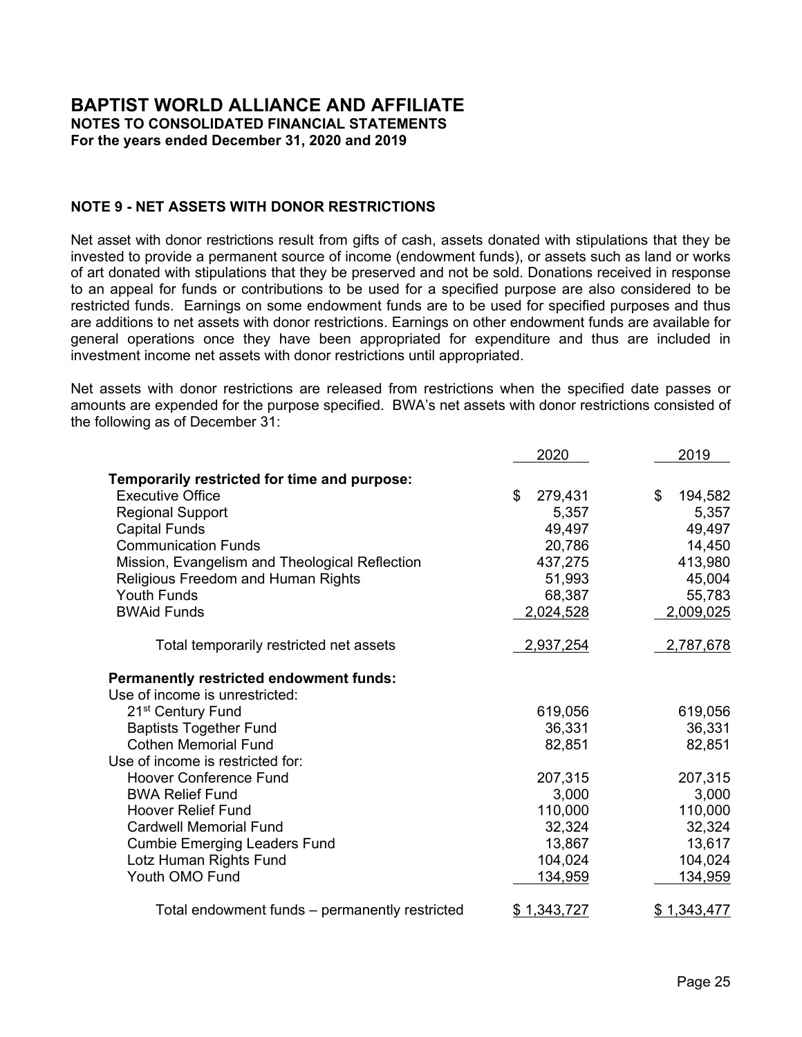## BAPTIST WORLD ALLIANCE AND AFFILIATE
**NOTES TO CONSOLIDATED FINANCIAL STATEMENTS**
**For the years ended December 31, 2020 and 2019**

### NOTE 9 - NET ASSETS WITH DONOR RESTRICTIONS

Net asset with donor restrictions result from gifts of cash, assets donated with stipulations that they be invested to provide a permanent source of income (endowment funds), or assets such as land or works of art donated with stipulations that they be preserved and not be sold. Donations received in response to an appeal for funds or contributions to be used for a specified purpose are also considered to be restricted funds. Earnings on some endowment funds are to be used for specified purposes and thus are additions to net assets with donor restrictions. Earnings on other endowment funds are available for general operations once they have been appropriated for expenditure and thus are included in investment income net assets with donor restrictions until appropriated.

Net assets with donor restrictions are released from restrictions when the specified date passes or amounts are expended for the purpose specified. BWA's net assets with donor restrictions consisted of the following as of December 31:

| | 2020 | 2019 |
|---|---|---|
| **Temporarily restricted for time and purpose:** | | |
| Executive Office | $ 279,431 | $ 194,582 |
| Regional Support | 5,357 | 5,357 |
| Capital Funds | 49,497 | 49,497 |
| Communication Funds | 20,786 | 14,450 |
| Mission, Evangelism and Theological Reflection | 437,275 | 413,980 |
| Religious Freedom and Human Rights | 51,993 | 45,004 |
| Youth Funds | 68,387 | 55,783 |
| BWAid Funds | 2,024,528 | 2,009,025 |
| Total temporarily restricted net assets | 2,937,254 | 2,787,678 |
| **Permanently restricted endowment funds:** | | |
| Use of income is unrestricted: | | |
| 21st Century Fund | 619,056 | 619,056 |
| Baptists Together Fund | 36,331 | 36,331 |
| Cothen Memorial Fund | 82,851 | 82,851 |
| Use of income is restricted for: | | |
| Hoover Conference Fund | 207,315 | 207,315 |
| BWA Relief Fund | 3,000 | 3,000 |
| Hoover Relief Fund | 110,000 | 110,000 |
| Cardwell Memorial Fund | 32,324 | 32,324 |
| Cumbie Emerging Leaders Fund | 13,867 | 13,617 |
| Lotz Human Rights Fund | 104,024 | 104,024 |
| Youth OMO Fund | 134,959 | 134,959 |
| Total endowment funds – permanently restricted | $ 1,343,727 | $ 1,343,477 |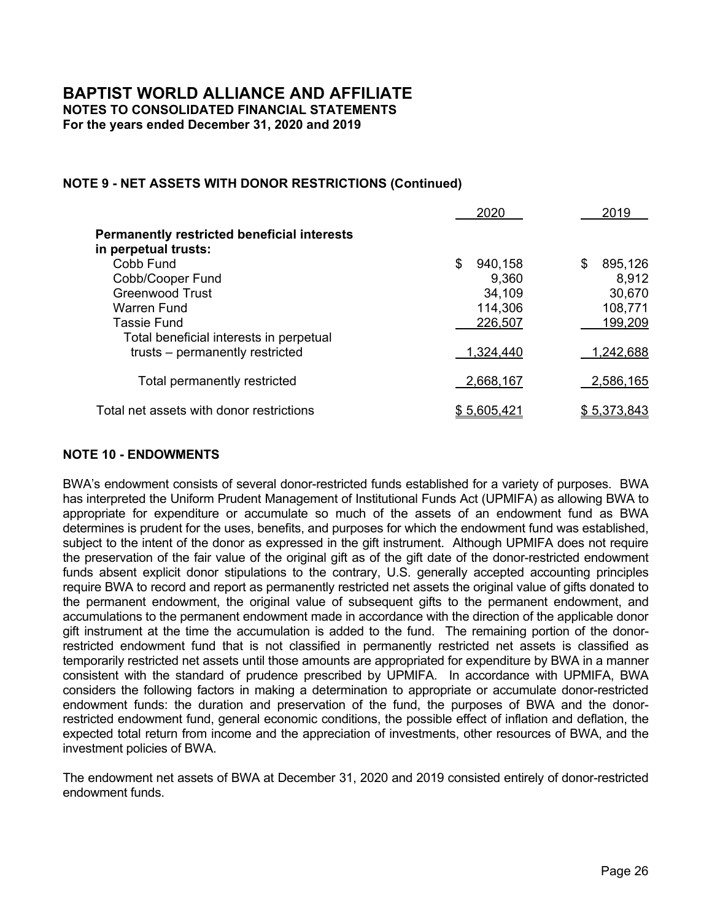# BAPTIST WORLD ALLIANCE AND AFFILIATE

**NOTES TO CONSOLIDATED FINANCIAL STATEMENTS**

**For the years ended December 31, 2020 and 2019**

## NOTE 9 - NET ASSETS WITH DONOR RESTRICTIONS (Continued)

| | 2020 | 2019 |
|---|---|---|
| **Permanently restricted beneficial interests in perpetual trusts:** | | |
| Cobb Fund | $ 940,158 | $ 895,126 |
| Cobb/Cooper Fund | 9,360 | 8,912 |
| Greenwood Trust | 34,109 | 30,670 |
| Warren Fund | 114,306 | 108,771 |
| Tassie Fund | 226,507 | 199,209 |
| Total beneficial interests in perpetual trusts – permanently restricted | 1,324,440 | 1,242,688 |
| Total permanently restricted | 2,668,167 | 2,586,165 |
| Total net assets with donor restrictions | $ 5,605,421 | $ 5,373,843 |

## NOTE 10 - ENDOWMENTS

BWA's endowment consists of several donor-restricted funds established for a variety of purposes. BWA has interpreted the Uniform Prudent Management of Institutional Funds Act (UPMIFA) as allowing BWA to appropriate for expenditure or accumulate so much of the assets of an endowment fund as BWA determines is prudent for the uses, benefits, and purposes for which the endowment fund was established, subject to the intent of the donor as expressed in the gift instrument. Although UPMIFA does not require the preservation of the fair value of the original gift as of the gift date of the donor-restricted endowment funds absent explicit donor stipulations to the contrary, U.S. generally accepted accounting principles require BWA to record and report as permanently restricted net assets the original value of gifts donated to the permanent endowment, the original value of subsequent gifts to the permanent endowment, and accumulations to the permanent endowment made in accordance with the direction of the applicable donor gift instrument at the time the accumulation is added to the fund. The remaining portion of the donor-restricted endowment fund that is not classified in permanently restricted net assets is classified as temporarily restricted net assets until those amounts are appropriated for expenditure by BWA in a manner consistent with the standard of prudence prescribed by UPMIFA. In accordance with UPMIFA, BWA considers the following factors in making a determination to appropriate or accumulate donor-restricted endowment funds: the duration and preservation of the fund, the purposes of BWA and the donor-restricted endowment fund, general economic conditions, the possible effect of inflation and deflation, the expected total return from income and the appreciation of investments, other resources of BWA, and the investment policies of BWA.

The endowment net assets of BWA at December 31, 2020 and 2019 consisted entirely of donor-restricted endowment funds.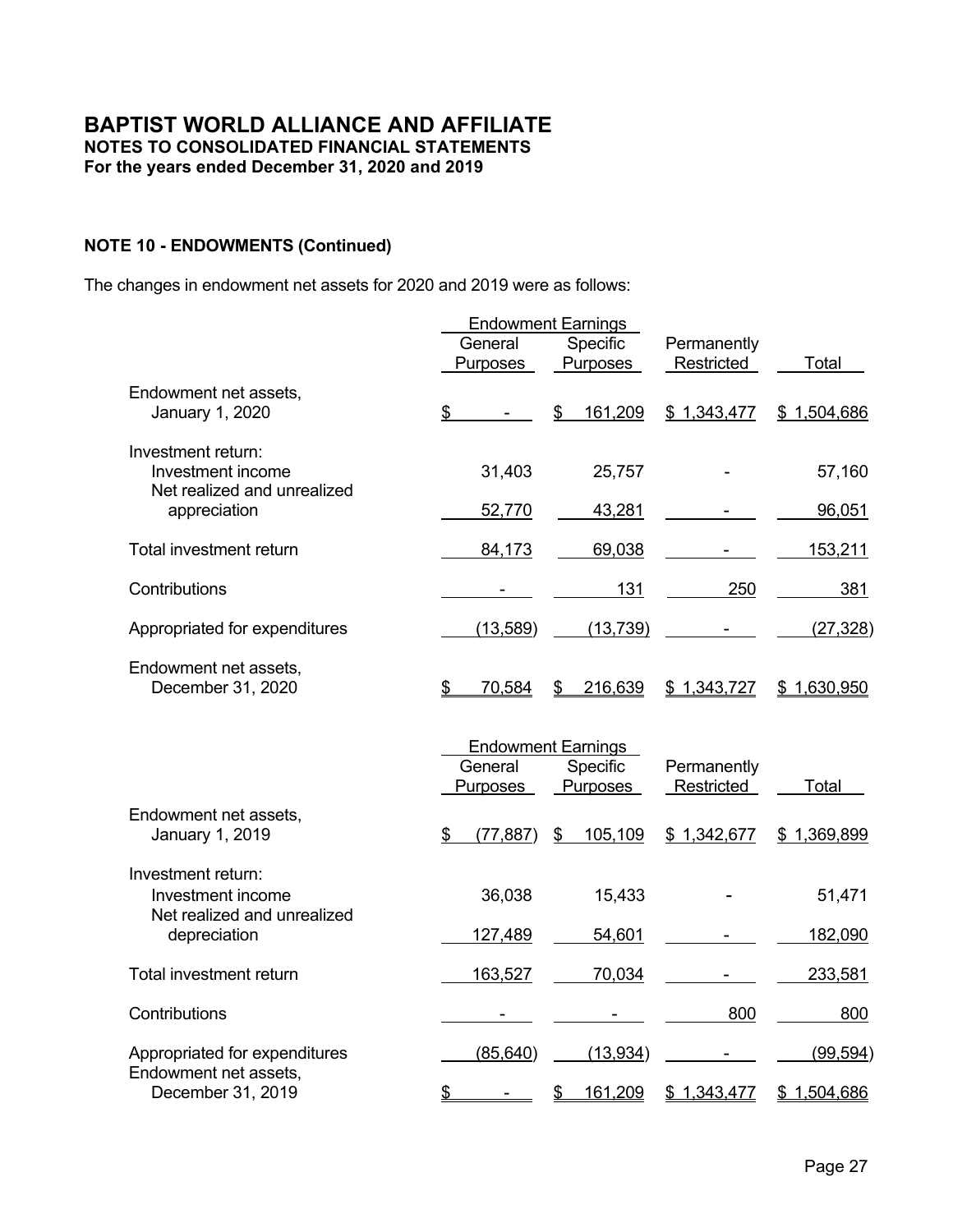# BAPTIST WORLD ALLIANCE AND AFFILIATE

**NOTES TO CONSOLIDATED FINANCIAL STATEMENTS**
**For the years ended December 31, 2020 and 2019**

**NOTE 10 - ENDOWMENTS (Continued)**

The changes in endowment net assets for 2020 and 2019 were as follows:

| | Endowment Earnings | | | |
|---|---|---|---|---|
| | General Purposes | Specific Purposes | Permanently Restricted | Total |
| Endowment net assets, January 1, 2020 | $ - | $ 161,209 | $ 1,343,477 | $ 1,504,686 |
| Investment return: | | | | |
| Investment income | 31,403 | 25,757 | - | 57,160 |
| Net realized and unrealized appreciation | 52,770 | 43,281 | - | 96,051 |
| Total investment return | 84,173 | 69,038 | - | 153,211 |
| Contributions | - | 131 | 250 | 381 |
| Appropriated for expenditures | (13,589) | (13,739) | - | (27,328) |
| Endowment net assets, December 31, 2020 | $ 70,584 | $ 216,639 | $ 1,343,727 | $ 1,630,950 |

| | Endowment Earnings | | | |
|---|---|---|---|---|
| | General Purposes | Specific Purposes | Permanently Restricted | Total |
| Endowment net assets, January 1, 2019 | $ (77,887) | $ 105,109 | $ 1,342,677 | $ 1,369,899 |
| Investment return: | | | | |
| Investment income | 36,038 | 15,433 | - | 51,471 |
| Net realized and unrealized depreciation | 127,489 | 54,601 | - | 182,090 |
| Total investment return | 163,527 | 70,034 | - | 233,581 |
| Contributions | - | - | 800 | 800 |
| Appropriated for expenditures | (85,640) | (13,934) | - | (99,594) |
| Endowment net assets, December 31, 2019 | $ - | $ 161,209 | $ 1,343,477 | $ 1,504,686 |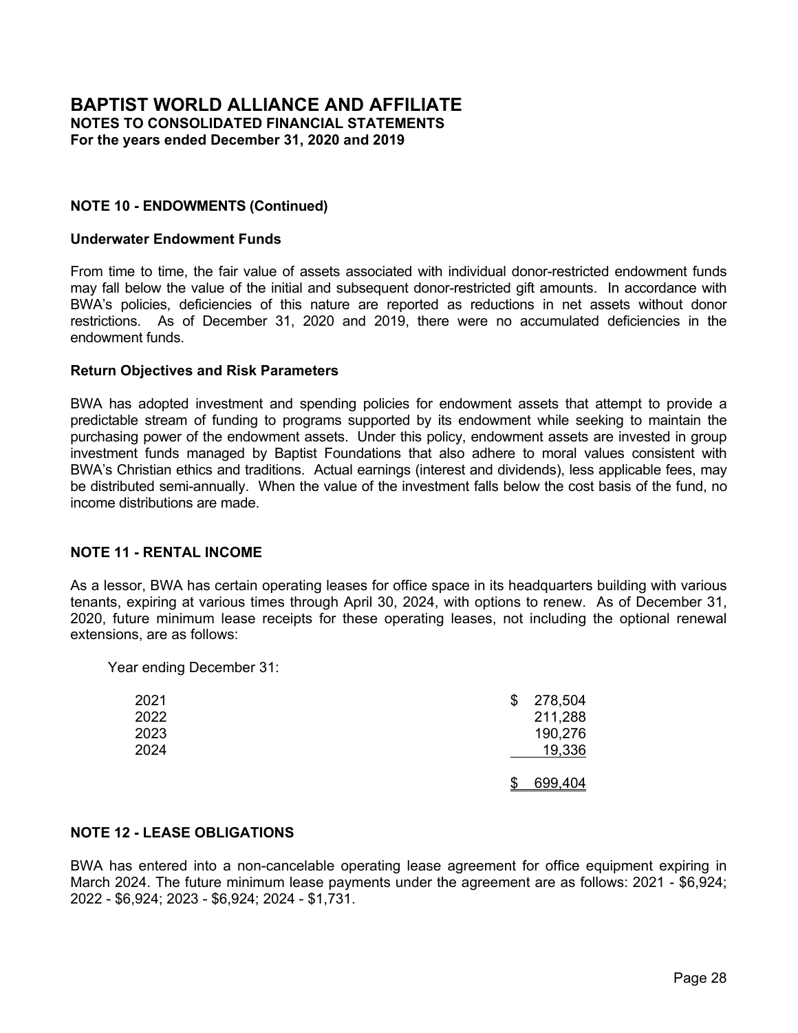## NOTE 10 - ENDOWMENTS (Continued)

### Underwater Endowment Funds

From time to time, the fair value of assets associated with individual donor-restricted endowment funds may fall below the value of the initial and subsequent donor-restricted gift amounts. In accordance with BWA's policies, deficiencies of this nature are reported as reductions in net assets without donor restrictions. As of December 31, 2020 and 2019, there were no accumulated deficiencies in the endowment funds.

### Return Objectives and Risk Parameters

BWA has adopted investment and spending policies for endowment assets that attempt to provide a predictable stream of funding to programs supported by its endowment while seeking to maintain the purchasing power of the endowment assets. Under this policy, endowment assets are invested in group investment funds managed by Baptist Foundations that also adhere to moral values consistent with BWA's Christian ethics and traditions. Actual earnings (interest and dividends), less applicable fees, may be distributed semi-annually. When the value of the investment falls below the cost basis of the fund, no income distributions are made.

## NOTE 11 - RENTAL INCOME

As a lessor, BWA has certain operating leases for office space in its headquarters building with various tenants, expiring at various times through April 30, 2024, with options to renew. As of December 31, 2020, future minimum lease receipts for these operating leases, not including the optional renewal extensions, are as follows:

| Year ending December 31: | |
|---|---|
| 2021 | $ 278,504 |
| 2022 | 211,288 |
| 2023 | 190,276 |
| 2024 | 19,336 |
| | $ 699,404 |

## NOTE 12 - LEASE OBLIGATIONS

BWA has entered into a non-cancelable operating lease agreement for office equipment expiring in March 2024. The future minimum lease payments under the agreement are as follows: 2021 - $6,924; 2022 - $6,924; 2023 - $6,924; 2024 - $1,731.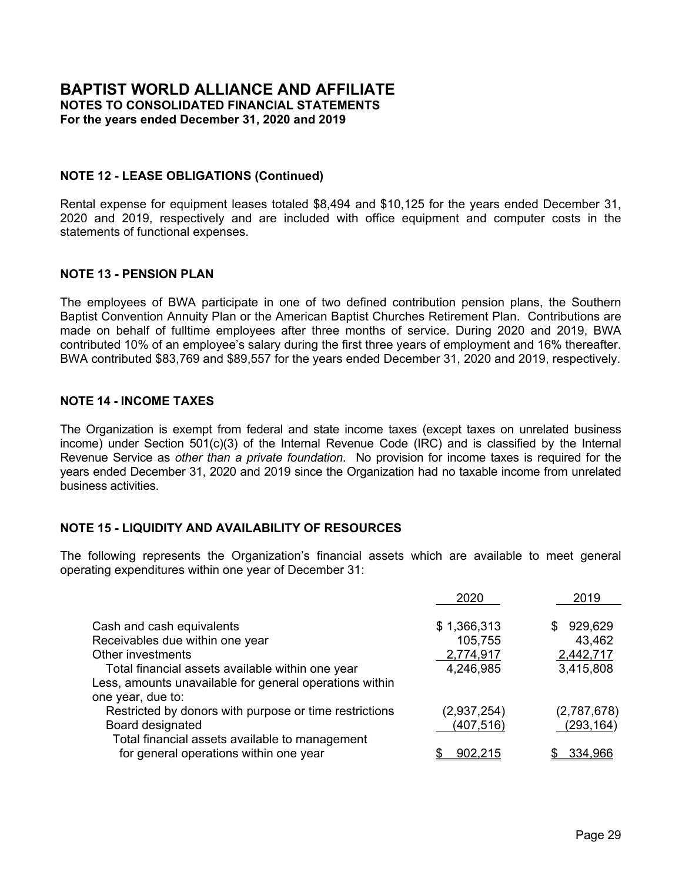# BAPTIST WORLD ALLIANCE AND AFFILIATE
**NOTES TO CONSOLIDATED FINANCIAL STATEMENTS**
**For the years ended December 31, 2020 and 2019**

### NOTE 12 - LEASE OBLIGATIONS (Continued)

Rental expense for equipment leases totaled $8,494 and $10,125 for the years ended December 31, 2020 and 2019, respectively and are included with office equipment and computer costs in the statements of functional expenses.

### NOTE 13 - PENSION PLAN

The employees of BWA participate in one of two defined contribution pension plans, the Southern Baptist Convention Annuity Plan or the American Baptist Churches Retirement Plan. Contributions are made on behalf of fulltime employees after three months of service. During 2020 and 2019, BWA contributed 10% of an employee's salary during the first three years of employment and 16% thereafter. BWA contributed $83,769 and $89,557 for the years ended December 31, 2020 and 2019, respectively.

### NOTE 14 - INCOME TAXES

The Organization is exempt from federal and state income taxes (except taxes on unrelated business income) under Section 501(c)(3) of the Internal Revenue Code (IRC) and is classified by the Internal Revenue Service as *other than a private foundation*. No provision for income taxes is required for the years ended December 31, 2020 and 2019 since the Organization had no taxable income from unrelated business activities.

### NOTE 15 - LIQUIDITY AND AVAILABILITY OF RESOURCES

The following represents the Organization's financial assets which are available to meet general operating expenditures within one year of December 31:

| | 2020 | 2019 |
|---|---|---|
| Cash and cash equivalents | $ 1,366,313 | $ 929,629 |
| Receivables due within one year | 105,755 | 43,462 |
| Other investments | 2,774,917 | 2,442,717 |
| Total financial assets available within one year | 4,246,985 | 3,415,808 |
| Less, amounts unavailable for general operations within one year, due to: | | |
| Restricted by donors with purpose or time restrictions | (2,937,254) | (2,787,678) |
| Board designated | (407,516) | (293,164) |
| Total financial assets available to management for general operations within one year | $ 902,215 | $ 334,966 |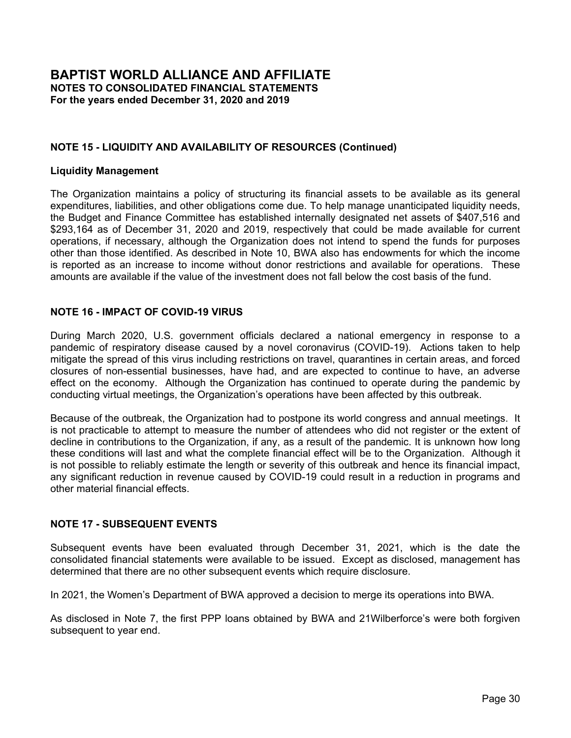## NOTE 15 - LIQUIDITY AND AVAILABILITY OF RESOURCES (Continued)

### Liquidity Management

The Organization maintains a policy of structuring its financial assets to be available as its general expenditures, liabilities, and other obligations come due. To help manage unanticipated liquidity needs, the Budget and Finance Committee has established internally designated net assets of $407,516 and $293,164 as of December 31, 2020 and 2019, respectively that could be made available for current operations, if necessary, although the Organization does not intend to spend the funds for purposes other than those identified. As described in Note 10, BWA also has endowments for which the income is reported as an increase to income without donor restrictions and available for operations. These amounts are available if the value of the investment does not fall below the cost basis of the fund.

## NOTE 16 - IMPACT OF COVID-19 VIRUS

During March 2020, U.S. government officials declared a national emergency in response to a pandemic of respiratory disease caused by a novel coronavirus (COVID-19). Actions taken to help mitigate the spread of this virus including restrictions on travel, quarantines in certain areas, and forced closures of non-essential businesses, have had, and are expected to continue to have, an adverse effect on the economy. Although the Organization has continued to operate during the pandemic by conducting virtual meetings, the Organization's operations have been affected by this outbreak.

Because of the outbreak, the Organization had to postpone its world congress and annual meetings. It is not practicable to attempt to measure the number of attendees who did not register or the extent of decline in contributions to the Organization, if any, as a result of the pandemic. It is unknown how long these conditions will last and what the complete financial effect will be to the Organization. Although it is not possible to reliably estimate the length or severity of this outbreak and hence its financial impact, any significant reduction in revenue caused by COVID-19 could result in a reduction in programs and other material financial effects.

## NOTE 17 - SUBSEQUENT EVENTS

Subsequent events have been evaluated through December 31, 2021, which is the date the consolidated financial statements were available to be issued. Except as disclosed, management has determined that there are no other subsequent events which require disclosure.

In 2021, the Women's Department of BWA approved a decision to merge its operations into BWA.

As disclosed in Note 7, the first PPP loans obtained by BWA and 21Wilberforce's were both forgiven subsequent to year end.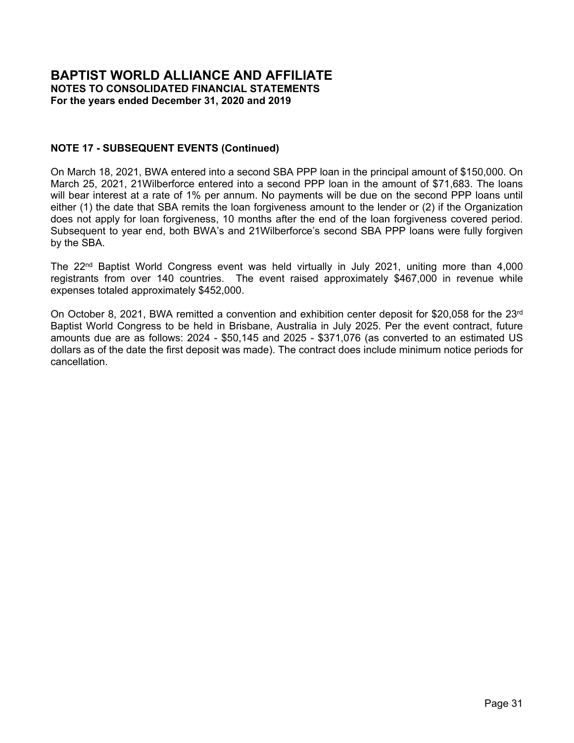# BAPTIST WORLD ALLIANCE AND AFFILIATE
## NOTES TO CONSOLIDATED FINANCIAL STATEMENTS
### For the years ended December 31, 2020 and 2019

**NOTE 17 - SUBSEQUENT EVENTS (Continued)**

On March 18, 2021, BWA entered into a second SBA PPP loan in the principal amount of $150,000. On March 25, 2021, 21Wilberforce entered into a second PPP loan in the amount of $71,683. The loans will bear interest at a rate of 1% per annum. No payments will be due on the second PPP loans until either (1) the date that SBA remits the loan forgiveness amount to the lender or (2) if the Organization does not apply for loan forgiveness, 10 months after the end of the loan forgiveness covered period. Subsequent to year end, both BWA's and 21Wilberforce's second SBA PPP loans were fully forgiven by the SBA.

The 22nd Baptist World Congress event was held virtually in July 2021, uniting more than 4,000 registrants from over 140 countries. The event raised approximately $467,000 in revenue while expenses totaled approximately $452,000.

On October 8, 2021, BWA remitted a convention and exhibition center deposit for $20,058 for the 23rd Baptist World Congress to be held in Brisbane, Australia in July 2025. Per the event contract, future amounts due are as follows: 2024 - $50,145 and 2025 - $371,076 (as converted to an estimated US dollars as of the date the first deposit was made). The contract does include minimum notice periods for cancellation.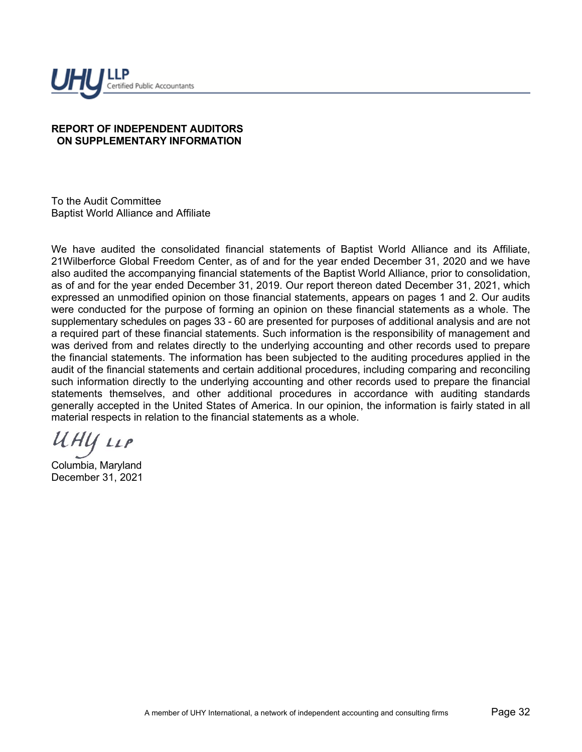UHY LLP
Certified Public Accountants

**REPORT OF INDEPENDENT AUDITORS**
**ON SUPPLEMENTARY INFORMATION**

To the Audit Committee
Baptist World Alliance and Affiliate

We have audited the consolidated financial statements of Baptist World Alliance and its Affiliate, 21Wilberforce Global Freedom Center, as of and for the year ended December 31, 2020 and we have also audited the accompanying financial statements of the Baptist World Alliance, prior to consolidation, as of and for the year ended December 31, 2019. Our report thereon dated December 31, 2021, which expressed an unmodified opinion on those financial statements, appears on pages 1 and 2. Our audits were conducted for the purpose of forming an opinion on these financial statements as a whole. The supplementary schedules on pages 33 - 60 are presented for purposes of additional analysis and are not a required part of these financial statements. Such information is the responsibility of management and was derived from and relates directly to the underlying accounting and other records used to prepare the financial statements. The information has been subjected to the auditing procedures applied in the audit of the financial statements and certain additional procedures, including comparing and reconciling such information directly to the underlying accounting and other records used to prepare the financial statements themselves, and other additional procedures in accordance with auditing standards generally accepted in the United States of America. In our opinion, the information is fairly stated in all material respects in relation to the financial statements as a whole.

*UHY LLP*

Columbia, Maryland
December 31, 2021

A member of UHY International, a network of independent accounting and consulting firms